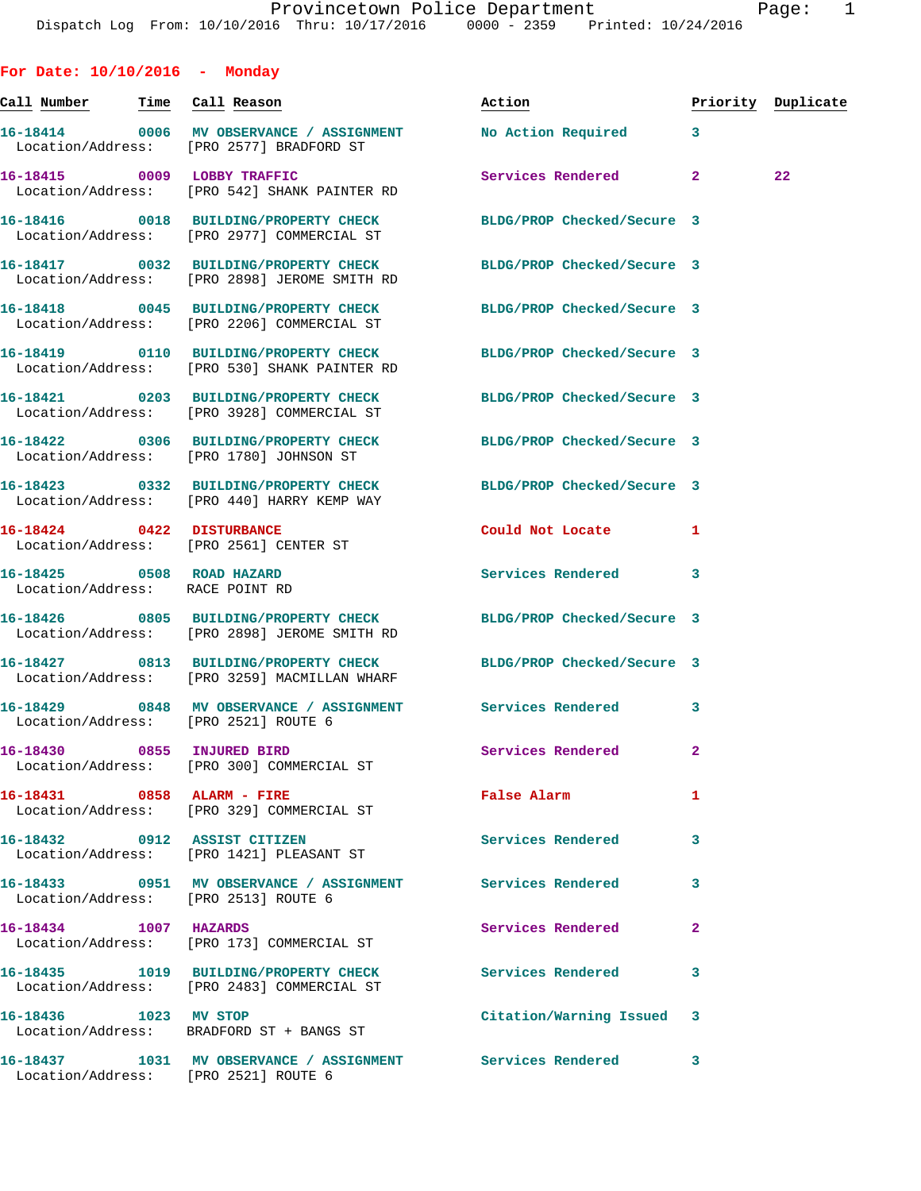# Provincetown Police Department

Dispatch Log From: 10/10/2016 Thru: 10/17/2016 0000 - 2359 Printed: 10/24/2016

## For Date: 10/10/2016 - Monday

| Call Number | Time | Call Reason | Action | Priority | Duplicate |
|---|---|---|---|---|---|
| 16-18414 | 0006 | MV OBSERVANCE / ASSIGNMENT | No Action Required | 3 | |
| Location/Address: | | [PRO 2577] BRADFORD ST | | | |
| 16-18415 | 0009 | LOBBY TRAFFIC | Services Rendered | 2 | 22 |
| Location/Address: | | [PRO 542] SHANK PAINTER RD | | | |
| 16-18416 | 0018 | BUILDING/PROPERTY CHECK | BLDG/PROP Checked/Secure | 3 | |
| Location/Address: | | [PRO 2977] COMMERCIAL ST | | | |
| 16-18417 | 0032 | BUILDING/PROPERTY CHECK | BLDG/PROP Checked/Secure | 3 | |
| Location/Address: | | [PRO 2898] JEROME SMITH RD | | | |
| 16-18418 | 0045 | BUILDING/PROPERTY CHECK | BLDG/PROP Checked/Secure | 3 | |
| Location/Address: | | [PRO 2206] COMMERCIAL ST | | | |
| 16-18419 | 0110 | BUILDING/PROPERTY CHECK | BLDG/PROP Checked/Secure | 3 | |
| Location/Address: | | [PRO 530] SHANK PAINTER RD | | | |
| 16-18421 | 0203 | BUILDING/PROPERTY CHECK | BLDG/PROP Checked/Secure | 3 | |
| Location/Address: | | [PRO 3928] COMMERCIAL ST | | | |
| 16-18422 | 0306 | BUILDING/PROPERTY CHECK | BLDG/PROP Checked/Secure | 3 | |
| Location/Address: | | [PRO 1780] JOHNSON ST | | | |
| 16-18423 | 0332 | BUILDING/PROPERTY CHECK | BLDG/PROP Checked/Secure | 3 | |
| Location/Address: | | [PRO 440] HARRY KEMP WAY | | | |
| 16-18424 | 0422 | DISTURBANCE | Could Not Locate | 1 | |
| Location/Address: | | [PRO 2561] CENTER ST | | | |
| 16-18425 | 0508 | ROAD HAZARD | Services Rendered | 3 | |
| Location/Address: | | RACE POINT RD | | | |
| 16-18426 | 0805 | BUILDING/PROPERTY CHECK | BLDG/PROP Checked/Secure | 3 | |
| Location/Address: | | [PRO 2898] JEROME SMITH RD | | | |
| 16-18427 | 0813 | BUILDING/PROPERTY CHECK | BLDG/PROP Checked/Secure | 3 | |
| Location/Address: | | [PRO 3259] MACMILLAN WHARF | | | |
| 16-18429 | 0848 | MV OBSERVANCE / ASSIGNMENT | Services Rendered | 3 | |
| Location/Address: | | [PRO 2521] ROUTE 6 | | | |
| 16-18430 | 0855 | INJURED BIRD | Services Rendered | 2 | |
| Location/Address: | | [PRO 300] COMMERCIAL ST | | | |
| 16-18431 | 0858 | ALARM - FIRE | False Alarm | 1 | |
| Location/Address: | | [PRO 329] COMMERCIAL ST | | | |
| 16-18432 | 0912 | ASSIST CITIZEN | Services Rendered | 3 | |
| Location/Address: | | [PRO 1421] PLEASANT ST | | | |
| 16-18433 | 0951 | MV OBSERVANCE / ASSIGNMENT | Services Rendered | 3 | |
| Location/Address: | | [PRO 2513] ROUTE 6 | | | |
| 16-18434 | 1007 | HAZARDS | Services Rendered | 2 | |
| Location/Address: | | [PRO 173] COMMERCIAL ST | | | |
| 16-18435 | 1019 | BUILDING/PROPERTY CHECK | Services Rendered | 3 | |
| Location/Address: | | [PRO 2483] COMMERCIAL ST | | | |
| 16-18436 | 1023 | MV STOP | Citation/Warning Issued | 3 | |
| Location/Address: | | BRADFORD ST + BANGS ST | | | |
| 16-18437 | 1031 | MV OBSERVANCE / ASSIGNMENT | Services Rendered | 3 | |
| Location/Address: | | [PRO 2521] ROUTE 6 | | | |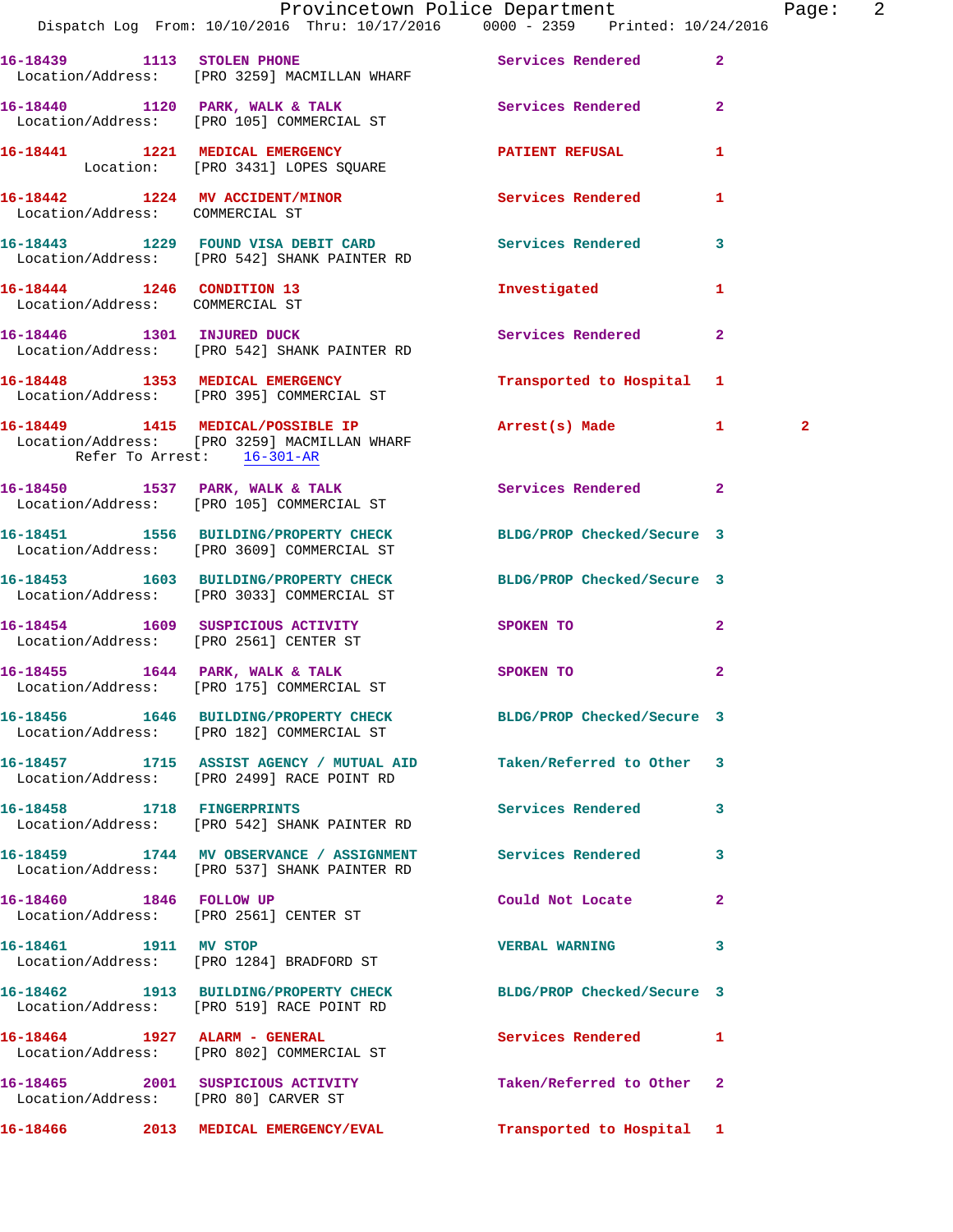16-18439 1113 STOLEN PHONE Services Rendered 2
Location/Address: [PRO 3259] MACMILLAN WHARF

16-18440 1120 PARK, WALK & TALK Services Rendered 2
Location/Address: [PRO 105] COMMERCIAL ST

16-18441 1221 MEDICAL EMERGENCY PATIENT REFUSAL 1
Location: [PRO 3431] LOPES SQUARE

16-18442 1224 MV ACCIDENT/MINOR Services Rendered 1
Location/Address: COMMERCIAL ST

16-18443 1229 FOUND VISA DEBIT CARD Services Rendered 3
Location/Address: [PRO 542] SHANK PAINTER RD

16-18444 1246 CONDITION 13 Investigated 1
Location/Address: COMMERCIAL ST

16-18446 1301 INJURED DUCK Services Rendered 2
Location/Address: [PRO 542] SHANK PAINTER RD

16-18448 1353 MEDICAL EMERGENCY Transported to Hospital 1
Location/Address: [PRO 395] COMMERCIAL ST

16-18449 1415 MEDICAL/POSSIBLE IP Arrest(s) Made 1 2
Location/Address: [PRO 3259] MACMILLAN WHARF
Refer To Arrest: 16-301-AR

16-18450 1537 PARK, WALK & TALK Services Rendered 2
Location/Address: [PRO 105] COMMERCIAL ST

16-18451 1556 BUILDING/PROPERTY CHECK BLDG/PROP Checked/Secure 3
Location/Address: [PRO 3609] COMMERCIAL ST

16-18453 1603 BUILDING/PROPERTY CHECK BLDG/PROP Checked/Secure 3
Location/Address: [PRO 3033] COMMERCIAL ST

16-18454 1609 SUSPICIOUS ACTIVITY SPOKEN TO 2
Location/Address: [PRO 2561] CENTER ST

16-18455 1644 PARK, WALK & TALK SPOKEN TO 2
Location/Address: [PRO 175] COMMERCIAL ST

16-18456 1646 BUILDING/PROPERTY CHECK BLDG/PROP Checked/Secure 3
Location/Address: [PRO 182] COMMERCIAL ST

16-18457 1715 ASSIST AGENCY / MUTUAL AID Taken/Referred to Other 3
Location/Address: [PRO 2499] RACE POINT RD

16-18458 1718 FINGERPRINTS Services Rendered 3
Location/Address: [PRO 542] SHANK PAINTER RD

16-18459 1744 MV OBSERVANCE / ASSIGNMENT Services Rendered 3
Location/Address: [PRO 537] SHANK PAINTER RD

16-18460 1846 FOLLOW UP Could Not Locate 2
Location/Address: [PRO 2561] CENTER ST

16-18461 1911 MV STOP VERBAL WARNING 3
Location/Address: [PRO 1284] BRADFORD ST

16-18462 1913 BUILDING/PROPERTY CHECK BLDG/PROP Checked/Secure 3
Location/Address: [PRO 519] RACE POINT RD

16-18464 1927 ALARM - GENERAL Services Rendered 1
Location/Address: [PRO 802] COMMERCIAL ST

16-18465 2001 SUSPICIOUS ACTIVITY Taken/Referred to Other 2
Location/Address: [PRO 80] CARVER ST

16-18466 2013 MEDICAL EMERGENCY/EVAL Transported to Hospital 1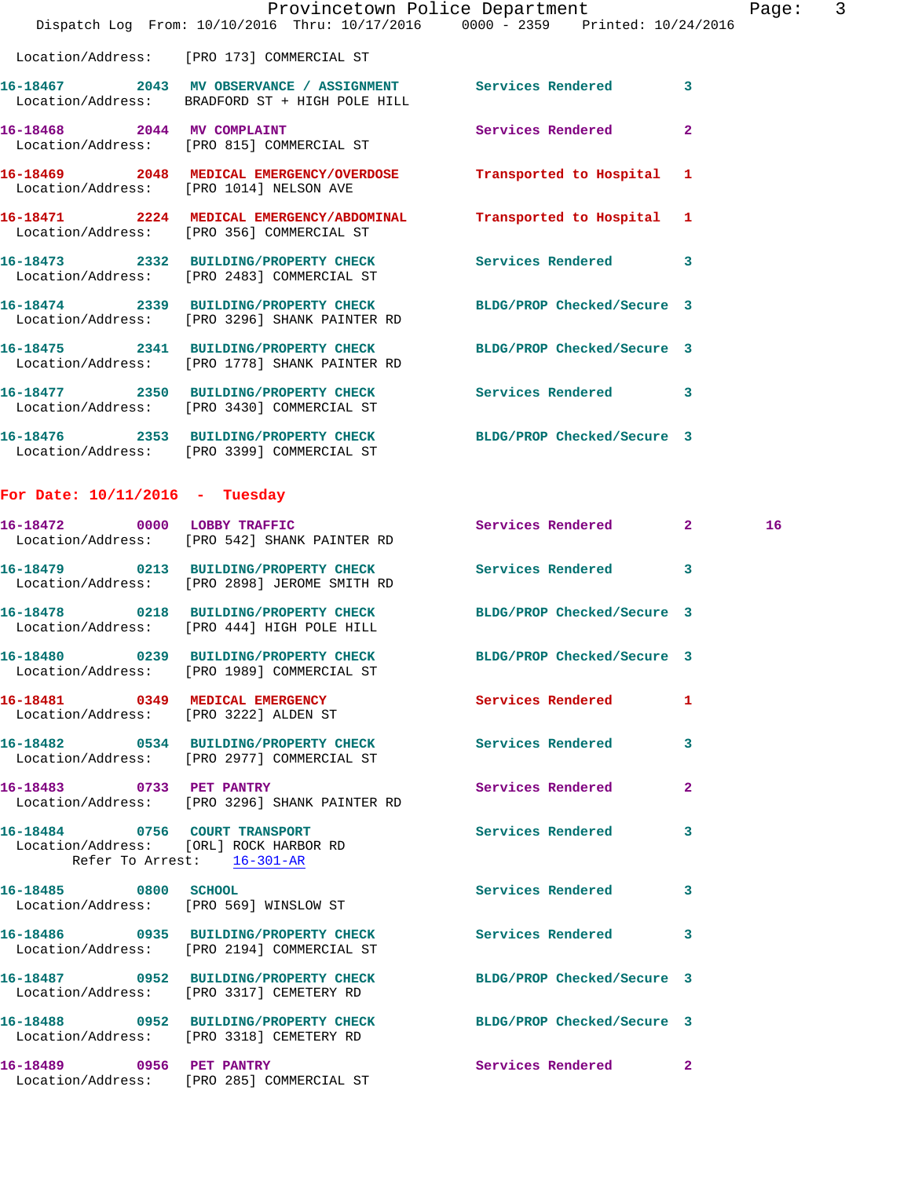Location/Address: [PRO 173] COMMERCIAL ST

16-18467 2043 MV OBSERVANCE / ASSIGNMENT Services Rendered 3
Location/Address: BRADFORD ST + HIGH POLE HILL

16-18468 2044 MV COMPLAINT Services Rendered 2
Location/Address: [PRO 815] COMMERCIAL ST

16-18469 2048 MEDICAL EMERGENCY/OVERDOSE Transported to Hospital 1
Location/Address: [PRO 1014] NELSON AVE

16-18471 2224 MEDICAL EMERGENCY/ABDOMINAL Transported to Hospital 1
Location/Address: [PRO 356] COMMERCIAL ST

16-18473 2332 BUILDING/PROPERTY CHECK Services Rendered 3
Location/Address: [PRO 2483] COMMERCIAL ST

16-18474 2339 BUILDING/PROPERTY CHECK BLDG/PROP Checked/Secure 3
Location/Address: [PRO 3296] SHANK PAINTER RD

16-18475 2341 BUILDING/PROPERTY CHECK BLDG/PROP Checked/Secure 3
Location/Address: [PRO 1778] SHANK PAINTER RD

16-18477 2350 BUILDING/PROPERTY CHECK Services Rendered 3
Location/Address: [PRO 3430] COMMERCIAL ST

16-18476 2353 BUILDING/PROPERTY CHECK BLDG/PROP Checked/Secure 3
Location/Address: [PRO 3399] COMMERCIAL ST

## For Date: 10/11/2016 - Tuesday

16-18472 0000 LOBBY TRAFFIC Services Rendered 2 16
Location/Address: [PRO 542] SHANK PAINTER RD

16-18479 0213 BUILDING/PROPERTY CHECK Services Rendered 3
Location/Address: [PRO 2898] JEROME SMITH RD

16-18478 0218 BUILDING/PROPERTY CHECK BLDG/PROP Checked/Secure 3
Location/Address: [PRO 444] HIGH POLE HILL

16-18480 0239 BUILDING/PROPERTY CHECK BLDG/PROP Checked/Secure 3
Location/Address: [PRO 1989] COMMERCIAL ST

16-18481 0349 MEDICAL EMERGENCY Services Rendered 1
Location/Address: [PRO 3222] ALDEN ST

16-18482 0534 BUILDING/PROPERTY CHECK Services Rendered 3
Location/Address: [PRO 2977] COMMERCIAL ST

16-18483 0733 PET PANTRY Services Rendered 2
Location/Address: [PRO 3296] SHANK PAINTER RD

16-18484 0756 COURT TRANSPORT Services Rendered 3
Location/Address: [ORL] ROCK HARBOR RD
Refer To Arrest: 16-301-AR

16-18485 0800 SCHOOL Services Rendered 3
Location/Address: [PRO 569] WINSLOW ST

16-18486 0935 BUILDING/PROPERTY CHECK Services Rendered 3
Location/Address: [PRO 2194] COMMERCIAL ST

16-18487 0952 BUILDING/PROPERTY CHECK BLDG/PROP Checked/Secure 3
Location/Address: [PRO 3317] CEMETERY RD

16-18488 0952 BUILDING/PROPERTY CHECK BLDG/PROP Checked/Secure 3
Location/Address: [PRO 3318] CEMETERY RD

16-18489 0956 PET PANTRY Services Rendered 2
Location/Address: [PRO 285] COMMERCIAL ST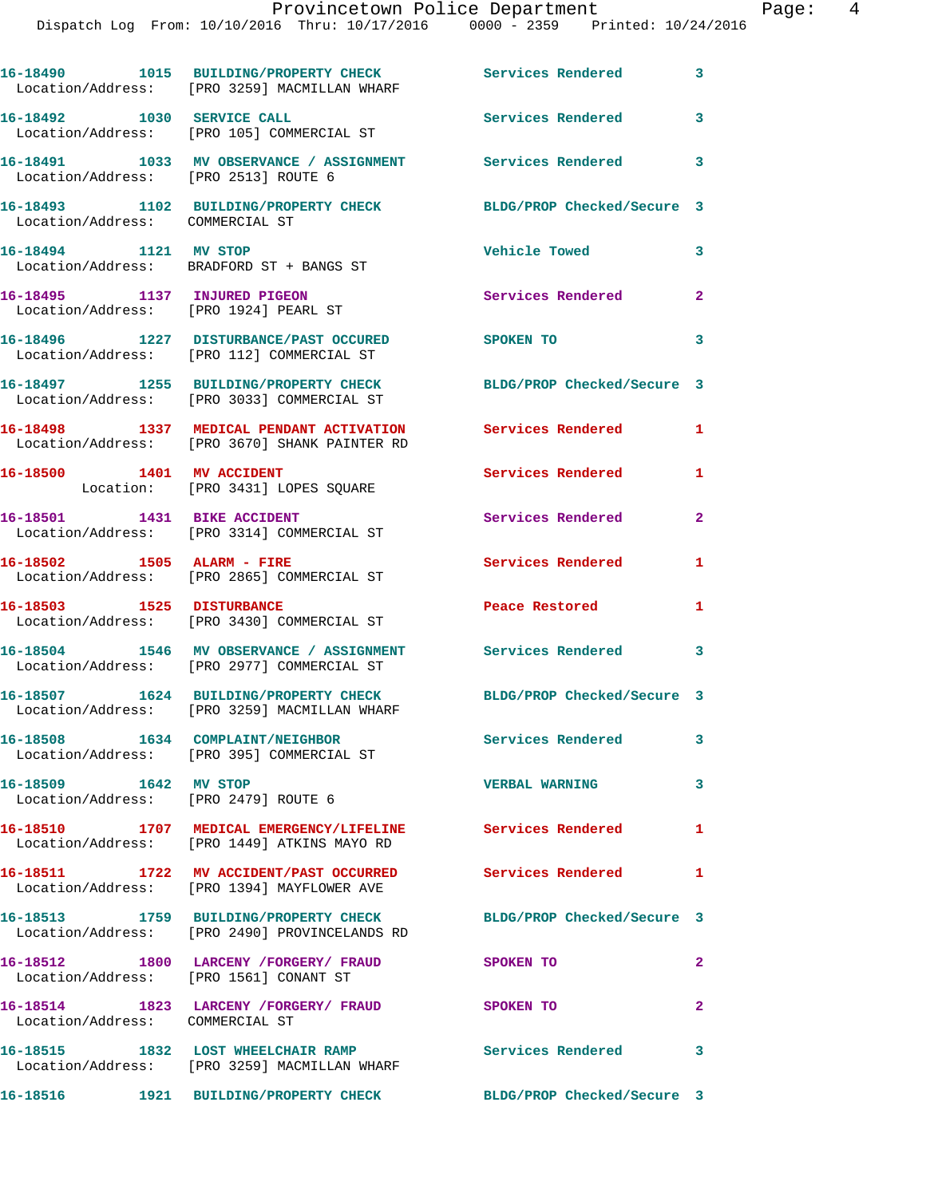16-18490 1015 BUILDING/PROPERTY CHECK Services Rendered 3
Location/Address: [PRO 3259] MACMILLAN WHARF

16-18492 1030 SERVICE CALL Services Rendered 3
Location/Address: [PRO 105] COMMERCIAL ST

16-18491 1033 MV OBSERVANCE / ASSIGNMENT Services Rendered 3
Location/Address: [PRO 2513] ROUTE 6

16-18493 1102 BUILDING/PROPERTY CHECK BLDG/PROP Checked/Secure 3
Location/Address: COMMERCIAL ST

16-18494 1121 MV STOP Vehicle Towed 3
Location/Address: BRADFORD ST + BANGS ST

16-18495 1137 INJURED PIGEON Services Rendered 2
Location/Address: [PRO 1924] PEARL ST

16-18496 1227 DISTURBANCE/PAST OCCURED SPOKEN TO 3
Location/Address: [PRO 112] COMMERCIAL ST

16-18497 1255 BUILDING/PROPERTY CHECK BLDG/PROP Checked/Secure 3
Location/Address: [PRO 3033] COMMERCIAL ST

16-18498 1337 MEDICAL PENDANT ACTIVATION Services Rendered 1
Location/Address: [PRO 3670] SHANK PAINTER RD

16-18500 1401 MV ACCIDENT Services Rendered 1
Location: [PRO 3431] LOPES SQUARE

16-18501 1431 BIKE ACCIDENT Services Rendered 2
Location/Address: [PRO 3314] COMMERCIAL ST

16-18502 1505 ALARM - FIRE Services Rendered 1
Location/Address: [PRO 2865] COMMERCIAL ST

16-18503 1525 DISTURBANCE Peace Restored 1
Location/Address: [PRO 3430] COMMERCIAL ST

16-18504 1546 MV OBSERVANCE / ASSIGNMENT Services Rendered 3
Location/Address: [PRO 2977] COMMERCIAL ST

16-18507 1624 BUILDING/PROPERTY CHECK BLDG/PROP Checked/Secure 3
Location/Address: [PRO 3259] MACMILLAN WHARF

16-18508 1634 COMPLAINT/NEIGHBOR Services Rendered 3
Location/Address: [PRO 395] COMMERCIAL ST

16-18509 1642 MV STOP VERBAL WARNING 3
Location/Address: [PRO 2479] ROUTE 6

16-18510 1707 MEDICAL EMERGENCY/LIFELINE Services Rendered 1
Location/Address: [PRO 1449] ATKINS MAYO RD

16-18511 1722 MV ACCIDENT/PAST OCCURRED Services Rendered 1
Location/Address: [PRO 1394] MAYFLOWER AVE

16-18513 1759 BUILDING/PROPERTY CHECK BLDG/PROP Checked/Secure 3
Location/Address: [PRO 2490] PROVINCELANDS RD

16-18512 1800 LARCENY /FORGERY/ FRAUD SPOKEN TO 2
Location/Address: [PRO 1561] CONANT ST

16-18514 1823 LARCENY /FORGERY/ FRAUD SPOKEN TO 2
Location/Address: COMMERCIAL ST

16-18515 1832 LOST WHEELCHAIR RAMP Services Rendered 3
Location/Address: [PRO 3259] MACMILLAN WHARF

16-18516 1921 BUILDING/PROPERTY CHECK BLDG/PROP Checked/Secure 3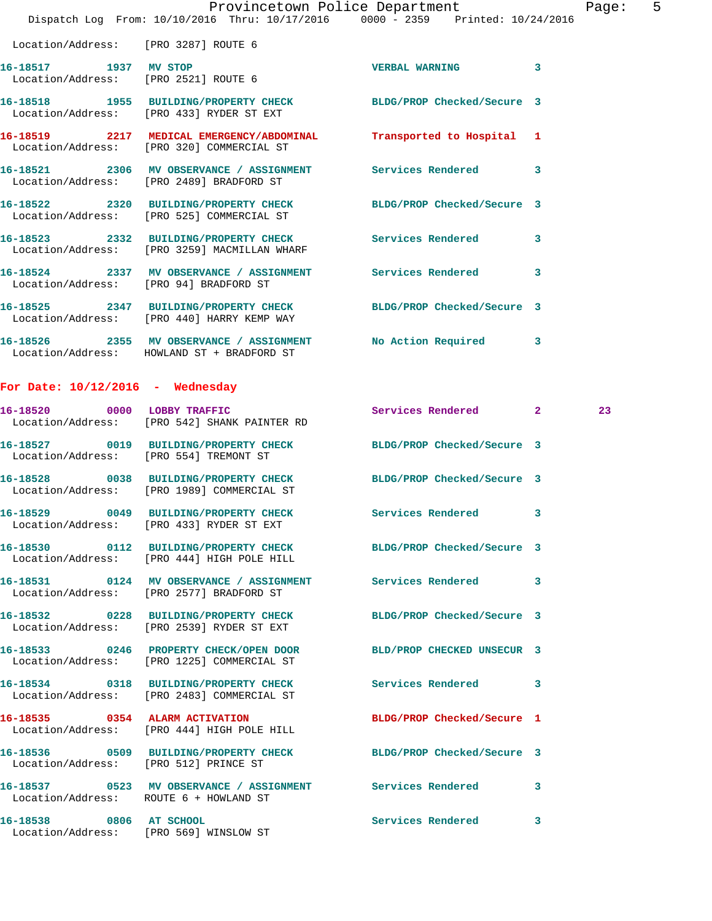Location/Address: [PRO 3287] ROUTE 6

16-18517 1937 MV STOP VERBAL WARNING 3
Location/Address: [PRO 2521] ROUTE 6

16-18518 1955 BUILDING/PROPERTY CHECK BLDG/PROP Checked/Secure 3
Location/Address: [PRO 433] RYDER ST EXT

16-18519 2217 MEDICAL EMERGENCY/ABDOMINAL Transported to Hospital 1
Location/Address: [PRO 320] COMMERCIAL ST

16-18521 2306 MV OBSERVANCE / ASSIGNMENT Services Rendered 3
Location/Address: [PRO 2489] BRADFORD ST

16-18522 2320 BUILDING/PROPERTY CHECK BLDG/PROP Checked/Secure 3
Location/Address: [PRO 525] COMMERCIAL ST

16-18523 2332 BUILDING/PROPERTY CHECK Services Rendered 3
Location/Address: [PRO 3259] MACMILLAN WHARF

16-18524 2337 MV OBSERVANCE / ASSIGNMENT Services Rendered 3
Location/Address: [PRO 94] BRADFORD ST

16-18525 2347 BUILDING/PROPERTY CHECK BLDG/PROP Checked/Secure 3
Location/Address: [PRO 440] HARRY KEMP WAY

16-18526 2355 MV OBSERVANCE / ASSIGNMENT No Action Required 3
Location/Address: HOWLAND ST + BRADFORD ST

## For Date: 10/12/2016 - Wednesday

16-18520 0000 LOBBY TRAFFIC Services Rendered 2 23
Location/Address: [PRO 542] SHANK PAINTER RD

16-18527 0019 BUILDING/PROPERTY CHECK BLDG/PROP Checked/Secure 3
Location/Address: [PRO 554] TREMONT ST

16-18528 0038 BUILDING/PROPERTY CHECK BLDG/PROP Checked/Secure 3
Location/Address: [PRO 1989] COMMERCIAL ST

16-18529 0049 BUILDING/PROPERTY CHECK Services Rendered 3
Location/Address: [PRO 433] RYDER ST EXT

16-18530 0112 BUILDING/PROPERTY CHECK BLDG/PROP Checked/Secure 3
Location/Address: [PRO 444] HIGH POLE HILL

16-18531 0124 MV OBSERVANCE / ASSIGNMENT Services Rendered 3
Location/Address: [PRO 2577] BRADFORD ST

16-18532 0228 BUILDING/PROPERTY CHECK BLDG/PROP Checked/Secure 3
Location/Address: [PRO 2539] RYDER ST EXT

16-18533 0246 PROPERTY CHECK/OPEN DOOR BLD/PROP CHECKED UNSECUR 3
Location/Address: [PRO 1225] COMMERCIAL ST

16-18534 0318 BUILDING/PROPERTY CHECK Services Rendered 3
Location/Address: [PRO 2483] COMMERCIAL ST

16-18535 0354 ALARM ACTIVATION BLDG/PROP Checked/Secure 1
Location/Address: [PRO 444] HIGH POLE HILL

16-18536 0509 BUILDING/PROPERTY CHECK BLDG/PROP Checked/Secure 3
Location/Address: [PRO 512] PRINCE ST

16-18537 0523 MV OBSERVANCE / ASSIGNMENT Services Rendered 3
Location/Address: ROUTE 6 + HOWLAND ST

16-18538 0806 AT SCHOOL Services Rendered 3
Location/Address: [PRO 569] WINSLOW ST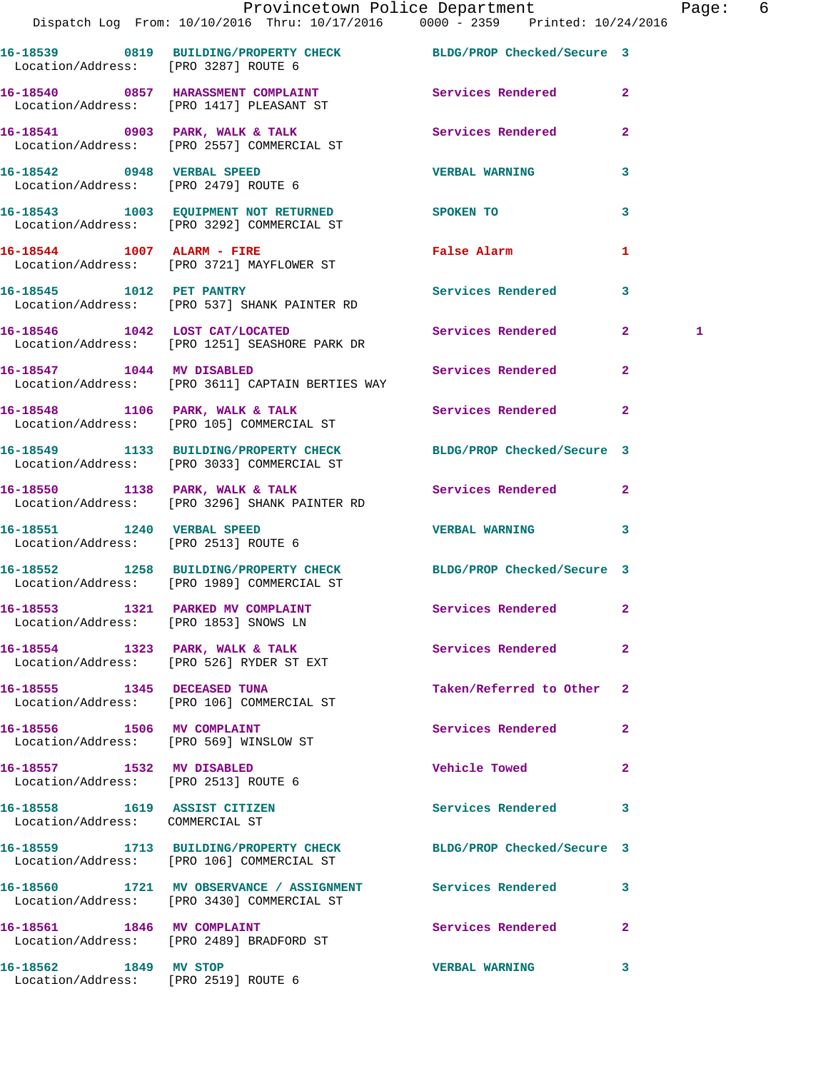16-18539 0819 BUILDING/PROPERTY CHECK BLDG/PROP Checked/Secure 3
Location/Address: [PRO 3287] ROUTE 6

16-18540 0857 HARASSMENT COMPLAINT Services Rendered 2
Location/Address: [PRO 1417] PLEASANT ST

16-18541 0903 PARK, WALK & TALK Services Rendered 2
Location/Address: [PRO 2557] COMMERCIAL ST

16-18542 0948 VERBAL SPEED VERBAL WARNING 3
Location/Address: [PRO 2479] ROUTE 6

16-18543 1003 EQUIPMENT NOT RETURNED SPOKEN TO 3
Location/Address: [PRO 3292] COMMERCIAL ST

16-18544 1007 ALARM - FIRE False Alarm 1
Location/Address: [PRO 3721] MAYFLOWER ST

16-18545 1012 PET PANTRY Services Rendered 3
Location/Address: [PRO 537] SHANK PAINTER RD

16-18546 1042 LOST CAT/LOCATED Services Rendered 2 1
Location/Address: [PRO 1251] SEASHORE PARK DR

16-18547 1044 MV DISABLED Services Rendered 2
Location/Address: [PRO 3611] CAPTAIN BERTIES WAY

16-18548 1106 PARK, WALK & TALK Services Rendered 2
Location/Address: [PRO 105] COMMERCIAL ST

16-18549 1133 BUILDING/PROPERTY CHECK BLDG/PROP Checked/Secure 3
Location/Address: [PRO 3033] COMMERCIAL ST

16-18550 1138 PARK, WALK & TALK Services Rendered 2
Location/Address: [PRO 3296] SHANK PAINTER RD

16-18551 1240 VERBAL SPEED VERBAL WARNING 3
Location/Address: [PRO 2513] ROUTE 6

16-18552 1258 BUILDING/PROPERTY CHECK BLDG/PROP Checked/Secure 3
Location/Address: [PRO 1989] COMMERCIAL ST

16-18553 1321 PARKED MV COMPLAINT Services Rendered 2
Location/Address: [PRO 1853] SNOWS LN

16-18554 1323 PARK, WALK & TALK Services Rendered 2
Location/Address: [PRO 526] RYDER ST EXT

16-18555 1345 DECEASED TUNA Taken/Referred to Other 2
Location/Address: [PRO 106] COMMERCIAL ST

16-18556 1506 MV COMPLAINT Services Rendered 2
Location/Address: [PRO 569] WINSLOW ST

16-18557 1532 MV DISABLED Vehicle Towed 2
Location/Address: [PRO 2513] ROUTE 6

16-18558 1619 ASSIST CITIZEN Services Rendered 3
Location/Address: COMMERCIAL ST

16-18559 1713 BUILDING/PROPERTY CHECK BLDG/PROP Checked/Secure 3
Location/Address: [PRO 106] COMMERCIAL ST

16-18560 1721 MV OBSERVANCE / ASSIGNMENT Services Rendered 3
Location/Address: [PRO 3430] COMMERCIAL ST

16-18561 1846 MV COMPLAINT Services Rendered 2
Location/Address: [PRO 2489] BRADFORD ST

16-18562 1849 MV STOP VERBAL WARNING 3
Location/Address: [PRO 2519] ROUTE 6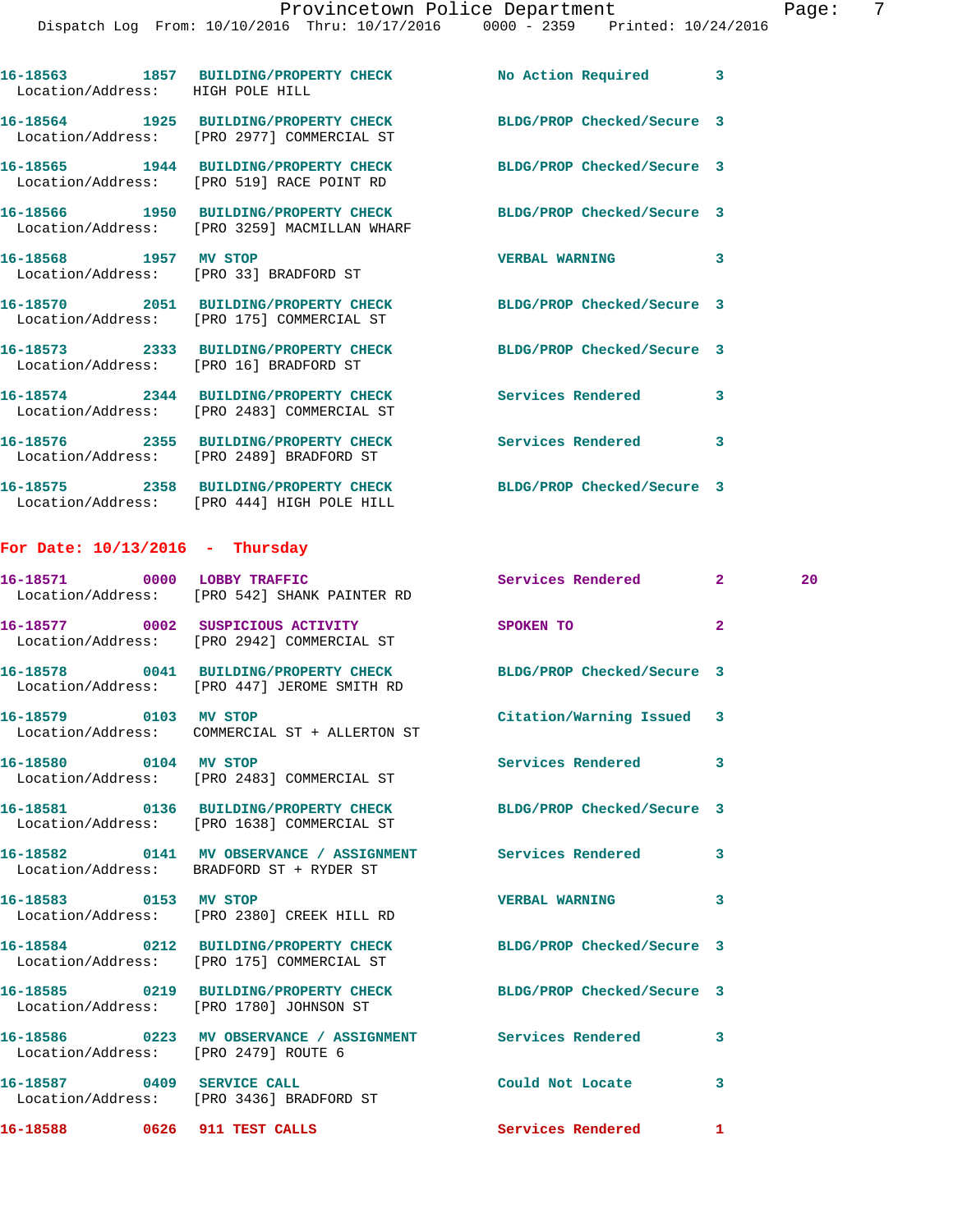16-18563 1857 BUILDING/PROPERTY CHECK No Action Required 3
Location/Address: HIGH POLE HILL

16-18564 1925 BUILDING/PROPERTY CHECK BLDG/PROP Checked/Secure 3
Location/Address: [PRO 2977] COMMERCIAL ST

16-18565 1944 BUILDING/PROPERTY CHECK BLDG/PROP Checked/Secure 3
Location/Address: [PRO 519] RACE POINT RD

16-18566 1950 BUILDING/PROPERTY CHECK BLDG/PROP Checked/Secure 3
Location/Address: [PRO 3259] MACMILLAN WHARF

16-18568 1957 MV STOP VERBAL WARNING 3
Location/Address: [PRO 33] BRADFORD ST

16-18570 2051 BUILDING/PROPERTY CHECK BLDG/PROP Checked/Secure 3
Location/Address: [PRO 175] COMMERCIAL ST

16-18573 2333 BUILDING/PROPERTY CHECK BLDG/PROP Checked/Secure 3
Location/Address: [PRO 16] BRADFORD ST

16-18574 2344 BUILDING/PROPERTY CHECK Services Rendered 3
Location/Address: [PRO 2483] COMMERCIAL ST

16-18576 2355 BUILDING/PROPERTY CHECK Services Rendered 3
Location/Address: [PRO 2489] BRADFORD ST

16-18575 2358 BUILDING/PROPERTY CHECK BLDG/PROP Checked/Secure 3
Location/Address: [PRO 444] HIGH POLE HILL

## For Date: 10/13/2016 - Thursday

16-18571 0000 LOBBY TRAFFIC Services Rendered 2 20
Location/Address: [PRO 542] SHANK PAINTER RD

16-18577 0002 SUSPICIOUS ACTIVITY SPOKEN TO 2
Location/Address: [PRO 2942] COMMERCIAL ST

16-18578 0041 BUILDING/PROPERTY CHECK BLDG/PROP Checked/Secure 3
Location/Address: [PRO 447] JEROME SMITH RD

16-18579 0103 MV STOP Citation/Warning Issued 3
Location/Address: COMMERCIAL ST + ALLERTON ST

16-18580 0104 MV STOP Services Rendered 3
Location/Address: [PRO 2483] COMMERCIAL ST

16-18581 0136 BUILDING/PROPERTY CHECK BLDG/PROP Checked/Secure 3
Location/Address: [PRO 1638] COMMERCIAL ST

16-18582 0141 MV OBSERVANCE / ASSIGNMENT Services Rendered 3
Location/Address: BRADFORD ST + RYDER ST

16-18583 0153 MV STOP VERBAL WARNING 3
Location/Address: [PRO 2380] CREEK HILL RD

16-18584 0212 BUILDING/PROPERTY CHECK BLDG/PROP Checked/Secure 3
Location/Address: [PRO 175] COMMERCIAL ST

16-18585 0219 BUILDING/PROPERTY CHECK BLDG/PROP Checked/Secure 3
Location/Address: [PRO 1780] JOHNSON ST

16-18586 0223 MV OBSERVANCE / ASSIGNMENT Services Rendered 3
Location/Address: [PRO 2479] ROUTE 6

16-18587 0409 SERVICE CALL Could Not Locate 3
Location/Address: [PRO 3436] BRADFORD ST

16-18588 0626 911 TEST CALLS Services Rendered 1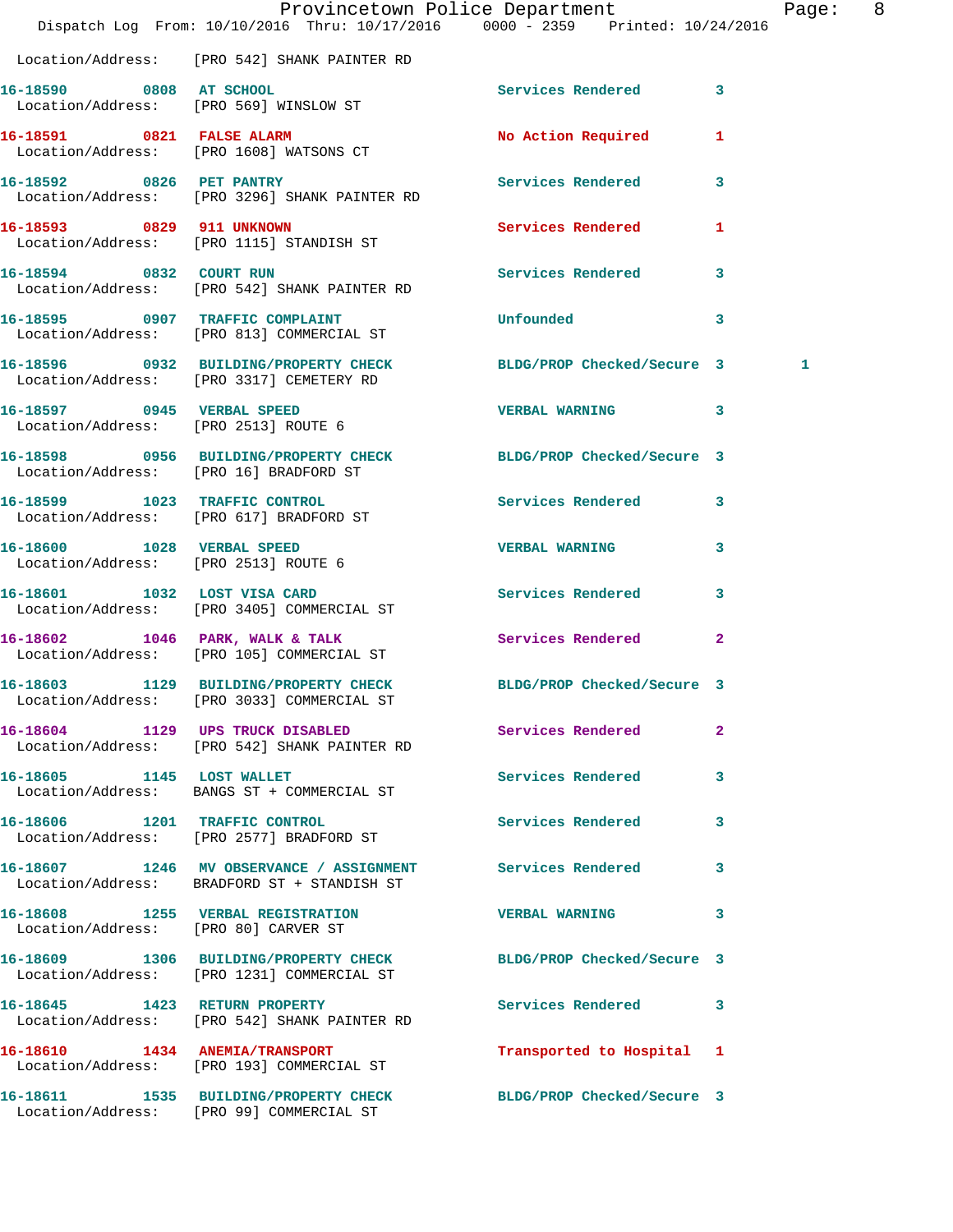Location/Address: [PRO 542] SHANK PAINTER RD

16-18590 0808 AT SCHOOL Services Rendered 3
Location/Address: [PRO 569] WINSLOW ST

16-18591 0821 FALSE ALARM No Action Required 1
Location/Address: [PRO 1608] WATSONS CT

16-18592 0826 PET PANTRY Services Rendered 3
Location/Address: [PRO 3296] SHANK PAINTER RD

16-18593 0829 911 UNKNOWN Services Rendered 1
Location/Address: [PRO 1115] STANDISH ST

16-18594 0832 COURT RUN Services Rendered 3
Location/Address: [PRO 542] SHANK PAINTER RD

16-18595 0907 TRAFFIC COMPLAINT Unfounded 3
Location/Address: [PRO 813] COMMERCIAL ST

16-18596 0932 BUILDING/PROPERTY CHECK BLDG/PROP Checked/Secure 3 1
Location/Address: [PRO 3317] CEMETERY RD

16-18597 0945 VERBAL SPEED VERBAL WARNING 3
Location/Address: [PRO 2513] ROUTE 6

16-18598 0956 BUILDING/PROPERTY CHECK BLDG/PROP Checked/Secure 3
Location/Address: [PRO 16] BRADFORD ST

16-18599 1023 TRAFFIC CONTROL Services Rendered 3
Location/Address: [PRO 617] BRADFORD ST

16-18600 1028 VERBAL SPEED VERBAL WARNING 3
Location/Address: [PRO 2513] ROUTE 6

16-18601 1032 LOST VISA CARD Services Rendered 3
Location/Address: [PRO 3405] COMMERCIAL ST

16-18602 1046 PARK, WALK & TALK Services Rendered 2
Location/Address: [PRO 105] COMMERCIAL ST

16-18603 1129 BUILDING/PROPERTY CHECK BLDG/PROP Checked/Secure 3
Location/Address: [PRO 3033] COMMERCIAL ST

16-18604 1129 UPS TRUCK DISABLED Services Rendered 2
Location/Address: [PRO 542] SHANK PAINTER RD

16-18605 1145 LOST WALLET Services Rendered 3
Location/Address: BANGS ST + COMMERCIAL ST

16-18606 1201 TRAFFIC CONTROL Services Rendered 3
Location/Address: [PRO 2577] BRADFORD ST

16-18607 1246 MV OBSERVANCE / ASSIGNMENT Services Rendered 3
Location/Address: BRADFORD ST + STANDISH ST

16-18608 1255 VERBAL REGISTRATION VERBAL WARNING 3
Location/Address: [PRO 80] CARVER ST

16-18609 1306 BUILDING/PROPERTY CHECK BLDG/PROP Checked/Secure 3
Location/Address: [PRO 1231] COMMERCIAL ST

16-18645 1423 RETURN PROPERTY Services Rendered 3
Location/Address: [PRO 542] SHANK PAINTER RD

16-18610 1434 ANEMIA/TRANSPORT Transported to Hospital 1
Location/Address: [PRO 193] COMMERCIAL ST

16-18611 1535 BUILDING/PROPERTY CHECK BLDG/PROP Checked/Secure 3
Location/Address: [PRO 99] COMMERCIAL ST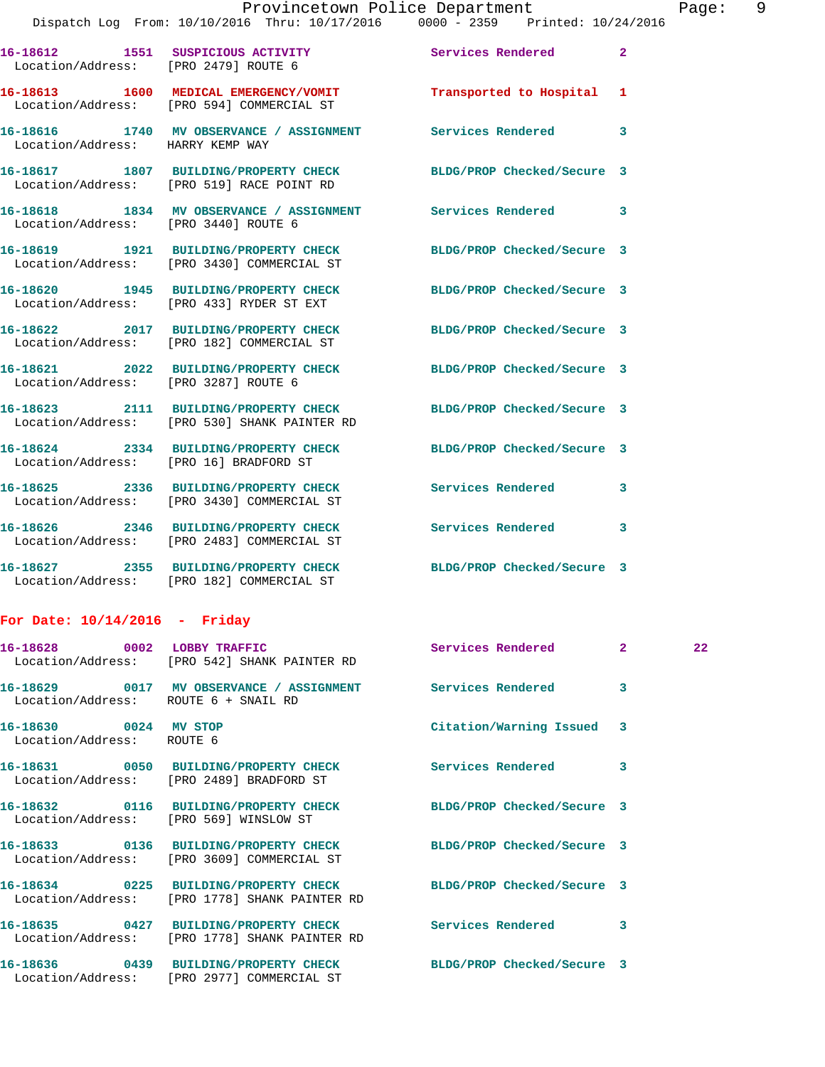16-18612 1551 SUSPICIOUS ACTIVITY Services Rendered 2
Location/Address: [PRO 2479] ROUTE 6

16-18613 1600 MEDICAL EMERGENCY/VOMIT Transported to Hospital 1
Location/Address: [PRO 594] COMMERCIAL ST

16-18616 1740 MV OBSERVANCE / ASSIGNMENT Services Rendered 3
Location/Address: HARRY KEMP WAY

16-18617 1807 BUILDING/PROPERTY CHECK BLDG/PROP Checked/Secure 3
Location/Address: [PRO 519] RACE POINT RD

16-18618 1834 MV OBSERVANCE / ASSIGNMENT Services Rendered 3
Location/Address: [PRO 3440] ROUTE 6

16-18619 1921 BUILDING/PROPERTY CHECK BLDG/PROP Checked/Secure 3
Location/Address: [PRO 3430] COMMERCIAL ST

16-18620 1945 BUILDING/PROPERTY CHECK BLDG/PROP Checked/Secure 3
Location/Address: [PRO 433] RYDER ST EXT

16-18622 2017 BUILDING/PROPERTY CHECK BLDG/PROP Checked/Secure 3
Location/Address: [PRO 182] COMMERCIAL ST

16-18621 2022 BUILDING/PROPERTY CHECK BLDG/PROP Checked/Secure 3
Location/Address: [PRO 3287] ROUTE 6

16-18623 2111 BUILDING/PROPERTY CHECK BLDG/PROP Checked/Secure 3
Location/Address: [PRO 530] SHANK PAINTER RD

16-18624 2334 BUILDING/PROPERTY CHECK BLDG/PROP Checked/Secure 3
Location/Address: [PRO 16] BRADFORD ST

16-18625 2336 BUILDING/PROPERTY CHECK Services Rendered 3
Location/Address: [PRO 3430] COMMERCIAL ST

16-18626 2346 BUILDING/PROPERTY CHECK Services Rendered 3
Location/Address: [PRO 2483] COMMERCIAL ST

16-18627 2355 BUILDING/PROPERTY CHECK BLDG/PROP Checked/Secure 3
Location/Address: [PRO 182] COMMERCIAL ST

## For Date: 10/14/2016 - Friday

16-18628 0002 LOBBY TRAFFIC Services Rendered 2 22
Location/Address: [PRO 542] SHANK PAINTER RD

16-18629 0017 MV OBSERVANCE / ASSIGNMENT Services Rendered 3
Location/Address: ROUTE 6 + SNAIL RD

16-18630 0024 MV STOP Citation/Warning Issued 3
Location/Address: ROUTE 6

16-18631 0050 BUILDING/PROPERTY CHECK Services Rendered 3
Location/Address: [PRO 2489] BRADFORD ST

16-18632 0116 BUILDING/PROPERTY CHECK BLDG/PROP Checked/Secure 3
Location/Address: [PRO 569] WINSLOW ST

16-18633 0136 BUILDING/PROPERTY CHECK BLDG/PROP Checked/Secure 3
Location/Address: [PRO 3609] COMMERCIAL ST

16-18634 0225 BUILDING/PROPERTY CHECK BLDG/PROP Checked/Secure 3
Location/Address: [PRO 1778] SHANK PAINTER RD

16-18635 0427 BUILDING/PROPERTY CHECK Services Rendered 3
Location/Address: [PRO 1778] SHANK PAINTER RD

16-18636 0439 BUILDING/PROPERTY CHECK BLDG/PROP Checked/Secure 3
Location/Address: [PRO 2977] COMMERCIAL ST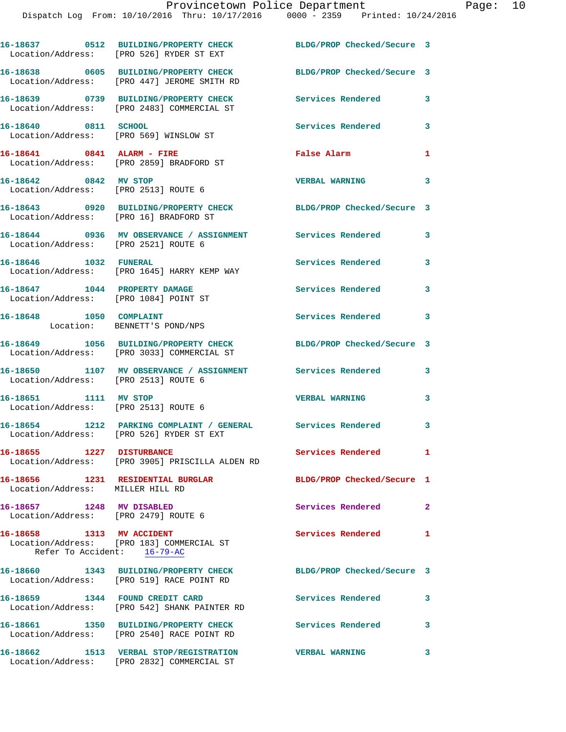16-18637 0512 BUILDING/PROPERTY CHECK BLDG/PROP Checked/Secure 3
Location/Address: [PRO 526] RYDER ST EXT

16-18638 0605 BUILDING/PROPERTY CHECK BLDG/PROP Checked/Secure 3
Location/Address: [PRO 447] JEROME SMITH RD

16-18639 0739 BUILDING/PROPERTY CHECK Services Rendered 3
Location/Address: [PRO 2483] COMMERCIAL ST

16-18640 0811 SCHOOL Services Rendered 3
Location/Address: [PRO 569] WINSLOW ST

16-18641 0841 ALARM - FIRE False Alarm 1
Location/Address: [PRO 2859] BRADFORD ST

16-18642 0842 MV STOP VERBAL WARNING 3
Location/Address: [PRO 2513] ROUTE 6

16-18643 0920 BUILDING/PROPERTY CHECK BLDG/PROP Checked/Secure 3
Location/Address: [PRO 16] BRADFORD ST

16-18644 0936 MV OBSERVANCE / ASSIGNMENT Services Rendered 3
Location/Address: [PRO 2521] ROUTE 6

16-18646 1032 FUNERAL Services Rendered 3
Location/Address: [PRO 1645] HARRY KEMP WAY

16-18647 1044 PROPERTY DAMAGE Services Rendered 3
Location/Address: [PRO 1084] POINT ST

16-18648 1050 COMPLAINT Services Rendered 3
Location: BENNETT'S POND/NPS

16-18649 1056 BUILDING/PROPERTY CHECK BLDG/PROP Checked/Secure 3
Location/Address: [PRO 3033] COMMERCIAL ST

16-18650 1107 MV OBSERVANCE / ASSIGNMENT Services Rendered 3
Location/Address: [PRO 2513] ROUTE 6

16-18651 1111 MV STOP VERBAL WARNING 3
Location/Address: [PRO 2513] ROUTE 6

16-18654 1212 PARKING COMPLAINT / GENERAL Services Rendered 3
Location/Address: [PRO 526] RYDER ST EXT

16-18655 1227 DISTURBANCE Services Rendered 1
Location/Address: [PRO 3905] PRISCILLA ALDEN RD

16-18656 1231 RESIDENTIAL BURGLAR BLDG/PROP Checked/Secure 1
Location/Address: MILLER HILL RD

16-18657 1248 MV DISABLED Services Rendered 2
Location/Address: [PRO 2479] ROUTE 6

16-18658 1313 MV ACCIDENT Services Rendered 1
Location/Address: [PRO 183] COMMERCIAL ST
Refer To Accident: 16-79-AC

16-18660 1343 BUILDING/PROPERTY CHECK BLDG/PROP Checked/Secure 3
Location/Address: [PRO 519] RACE POINT RD

16-18659 1344 FOUND CREDIT CARD Services Rendered 3
Location/Address: [PRO 542] SHANK PAINTER RD

16-18661 1350 BUILDING/PROPERTY CHECK Services Rendered 3
Location/Address: [PRO 2540] RACE POINT RD

16-18662 1513 VERBAL STOP/REGISTRATION VERBAL WARNING 3
Location/Address: [PRO 2832] COMMERCIAL ST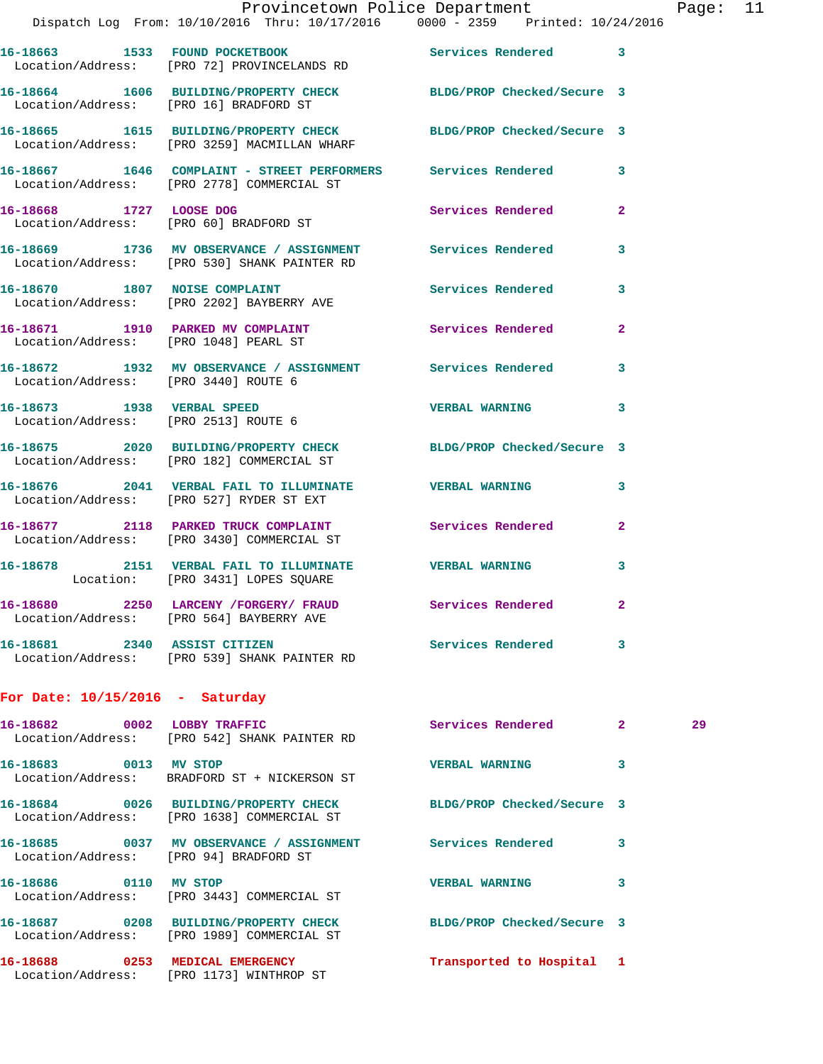16-18663 1533 FOUND POCKETBOOK Services Rendered 3
Location/Address: [PRO 72] PROVINCELANDS RD

16-18664 1606 BUILDING/PROPERTY CHECK BLDG/PROP Checked/Secure 3
Location/Address: [PRO 16] BRADFORD ST

16-18665 1615 BUILDING/PROPERTY CHECK BLDG/PROP Checked/Secure 3
Location/Address: [PRO 3259] MACMILLAN WHARF

16-18667 1646 COMPLAINT - STREET PERFORMERS Services Rendered 3
Location/Address: [PRO 2778] COMMERCIAL ST

16-18668 1727 LOOSE DOG Services Rendered 2
Location/Address: [PRO 60] BRADFORD ST

16-18669 1736 MV OBSERVANCE / ASSIGNMENT Services Rendered 3
Location/Address: [PRO 530] SHANK PAINTER RD

16-18670 1807 NOISE COMPLAINT Services Rendered 3
Location/Address: [PRO 2202] BAYBERRY AVE

16-18671 1910 PARKED MV COMPLAINT Services Rendered 2
Location/Address: [PRO 1048] PEARL ST

16-18672 1932 MV OBSERVANCE / ASSIGNMENT Services Rendered 3
Location/Address: [PRO 3440] ROUTE 6

16-18673 1938 VERBAL SPEED VERBAL WARNING 3
Location/Address: [PRO 2513] ROUTE 6

16-18675 2020 BUILDING/PROPERTY CHECK BLDG/PROP Checked/Secure 3
Location/Address: [PRO 182] COMMERCIAL ST

16-18676 2041 VERBAL FAIL TO ILLUMINATE VERBAL WARNING 3
Location/Address: [PRO 527] RYDER ST EXT

16-18677 2118 PARKED TRUCK COMPLAINT Services Rendered 2
Location/Address: [PRO 3430] COMMERCIAL ST

16-18678 2151 VERBAL FAIL TO ILLUMINATE VERBAL WARNING 3
Location: [PRO 3431] LOPES SQUARE

16-18680 2250 LARCENY /FORGERY/ FRAUD Services Rendered 2
Location/Address: [PRO 564] BAYBERRY AVE

16-18681 2340 ASSIST CITIZEN Services Rendered 3
Location/Address: [PRO 539] SHANK PAINTER RD

**For Date: 10/15/2016 - Saturday**

16-18682 0002 LOBBY TRAFFIC Services Rendered 2 29
Location/Address: [PRO 542] SHANK PAINTER RD

16-18683 0013 MV STOP VERBAL WARNING 3
Location/Address: BRADFORD ST + NICKERSON ST

16-18684 0026 BUILDING/PROPERTY CHECK BLDG/PROP Checked/Secure 3
Location/Address: [PRO 1638] COMMERCIAL ST

16-18685 0037 MV OBSERVANCE / ASSIGNMENT Services Rendered 3
Location/Address: [PRO 94] BRADFORD ST

16-18686 0110 MV STOP VERBAL WARNING 3
Location/Address: [PRO 3443] COMMERCIAL ST

16-18687 0208 BUILDING/PROPERTY CHECK BLDG/PROP Checked/Secure 3
Location/Address: [PRO 1989] COMMERCIAL ST

16-18688 0253 MEDICAL EMERGENCY Transported to Hospital 1
Location/Address: [PRO 1173] WINTHROP ST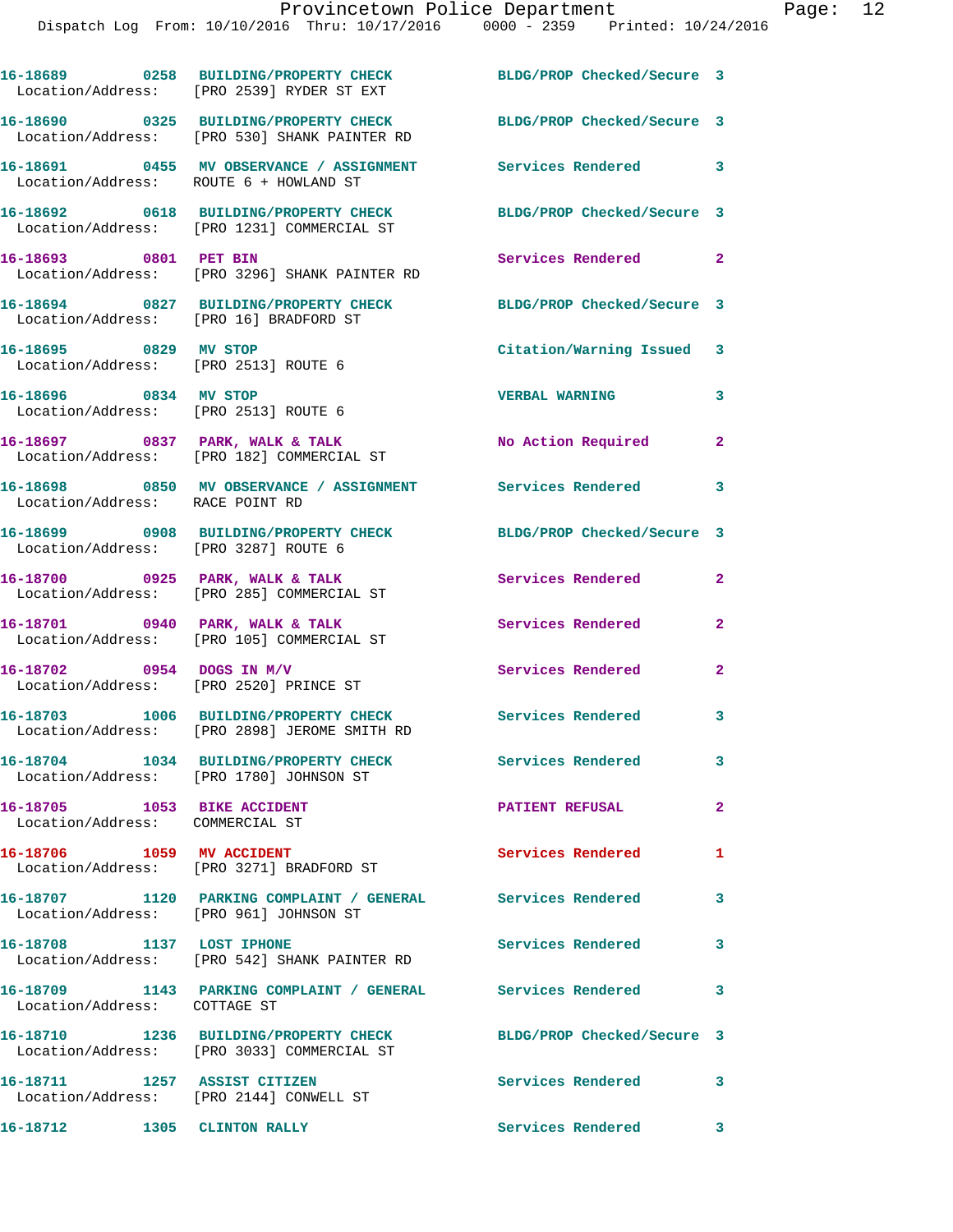16-18689 0258 BUILDING/PROPERTY CHECK BLDG/PROP Checked/Secure 3
Location/Address: [PRO 2539] RYDER ST EXT

16-18690 0325 BUILDING/PROPERTY CHECK BLDG/PROP Checked/Secure 3
Location/Address: [PRO 530] SHANK PAINTER RD

16-18691 0455 MV OBSERVANCE / ASSIGNMENT Services Rendered 3
Location/Address: ROUTE 6 + HOWLAND ST

16-18692 0618 BUILDING/PROPERTY CHECK BLDG/PROP Checked/Secure 3
Location/Address: [PRO 1231] COMMERCIAL ST

16-18693 0801 PET BIN Services Rendered 2
Location/Address: [PRO 3296] SHANK PAINTER RD

16-18694 0827 BUILDING/PROPERTY CHECK BLDG/PROP Checked/Secure 3
Location/Address: [PRO 16] BRADFORD ST

16-18695 0829 MV STOP Citation/Warning Issued 3
Location/Address: [PRO 2513] ROUTE 6

16-18696 0834 MV STOP VERBAL WARNING 3
Location/Address: [PRO 2513] ROUTE 6

16-18697 0837 PARK, WALK & TALK No Action Required 2
Location/Address: [PRO 182] COMMERCIAL ST

16-18698 0850 MV OBSERVANCE / ASSIGNMENT Services Rendered 3
Location/Address: RACE POINT RD

16-18699 0908 BUILDING/PROPERTY CHECK BLDG/PROP Checked/Secure 3
Location/Address: [PRO 3287] ROUTE 6

16-18700 0925 PARK, WALK & TALK Services Rendered 2
Location/Address: [PRO 285] COMMERCIAL ST

16-18701 0940 PARK, WALK & TALK Services Rendered 2
Location/Address: [PRO 105] COMMERCIAL ST

16-18702 0954 DOGS IN M/V Services Rendered 2
Location/Address: [PRO 2520] PRINCE ST

16-18703 1006 BUILDING/PROPERTY CHECK Services Rendered 3
Location/Address: [PRO 2898] JEROME SMITH RD

16-18704 1034 BUILDING/PROPERTY CHECK Services Rendered 3
Location/Address: [PRO 1780] JOHNSON ST

16-18705 1053 BIKE ACCIDENT PATIENT REFUSAL 2
Location/Address: COMMERCIAL ST

16-18706 1059 MV ACCIDENT Services Rendered 1
Location/Address: [PRO 3271] BRADFORD ST

16-18707 1120 PARKING COMPLAINT / GENERAL Services Rendered 3
Location/Address: [PRO 961] JOHNSON ST

16-18708 1137 LOST IPHONE Services Rendered 3
Location/Address: [PRO 542] SHANK PAINTER RD

16-18709 1143 PARKING COMPLAINT / GENERAL Services Rendered 3
Location/Address: COTTAGE ST

16-18710 1236 BUILDING/PROPERTY CHECK BLDG/PROP Checked/Secure 3
Location/Address: [PRO 3033] COMMERCIAL ST

16-18711 1257 ASSIST CITIZEN Services Rendered 3
Location/Address: [PRO 2144] CONWELL ST

16-18712 1305 CLINTON RALLY Services Rendered 3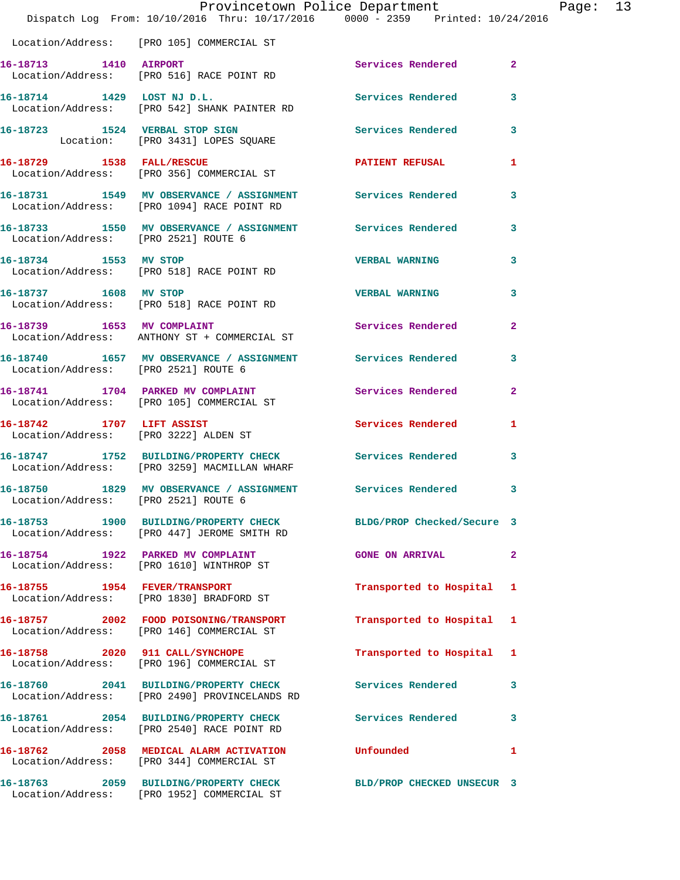Location/Address: [PRO 105] COMMERCIAL ST

16-18713 1410 AIRPORT Services Rendered 2
Location/Address: [PRO 516] RACE POINT RD

16-18714 1429 LOST NJ D.L. Services Rendered 3
Location/Address: [PRO 542] SHANK PAINTER RD

16-18723 1524 VERBAL STOP SIGN Services Rendered 3
Location: [PRO 3431] LOPES SQUARE

16-18729 1538 FALL/RESCUE PATIENT REFUSAL 1
Location/Address: [PRO 356] COMMERCIAL ST

16-18731 1549 MV OBSERVANCE / ASSIGNMENT Services Rendered 3
Location/Address: [PRO 1094] RACE POINT RD

16-18733 1550 MV OBSERVANCE / ASSIGNMENT Services Rendered 3
Location/Address: [PRO 2521] ROUTE 6

16-18734 1553 MV STOP VERBAL WARNING 3
Location/Address: [PRO 518] RACE POINT RD

16-18737 1608 MV STOP VERBAL WARNING 3
Location/Address: [PRO 518] RACE POINT RD

16-18739 1653 MV COMPLAINT Services Rendered 2
Location/Address: ANTHONY ST + COMMERCIAL ST

16-18740 1657 MV OBSERVANCE / ASSIGNMENT Services Rendered 3
Location/Address: [PRO 2521] ROUTE 6

16-18741 1704 PARKED MV COMPLAINT Services Rendered 2
Location/Address: [PRO 105] COMMERCIAL ST

16-18742 1707 LIFT ASSIST Services Rendered 1
Location/Address: [PRO 3222] ALDEN ST

16-18747 1752 BUILDING/PROPERTY CHECK Services Rendered 3
Location/Address: [PRO 3259] MACMILLAN WHARF

16-18750 1829 MV OBSERVANCE / ASSIGNMENT Services Rendered 3
Location/Address: [PRO 2521] ROUTE 6

16-18753 1900 BUILDING/PROPERTY CHECK BLDG/PROP Checked/Secure 3
Location/Address: [PRO 447] JEROME SMITH RD

16-18754 1922 PARKED MV COMPLAINT GONE ON ARRIVAL 2
Location/Address: [PRO 1610] WINTHROP ST

16-18755 1954 FEVER/TRANSPORT Transported to Hospital 1
Location/Address: [PRO 1830] BRADFORD ST

16-18757 2002 FOOD POISONING/TRANSPORT Transported to Hospital 1
Location/Address: [PRO 146] COMMERCIAL ST

16-18758 2020 911 CALL/SYNCHOPE Transported to Hospital 1
Location/Address: [PRO 196] COMMERCIAL ST

16-18760 2041 BUILDING/PROPERTY CHECK Services Rendered 3
Location/Address: [PRO 2490] PROVINCELANDS RD

16-18761 2054 BUILDING/PROPERTY CHECK Services Rendered 3
Location/Address: [PRO 2540] RACE POINT RD

16-18762 2058 MEDICAL ALARM ACTIVATION Unfounded 1
Location/Address: [PRO 344] COMMERCIAL ST

16-18763 2059 BUILDING/PROPERTY CHECK BLD/PROP CHECKED UNSECUR 3
Location/Address: [PRO 1952] COMMERCIAL ST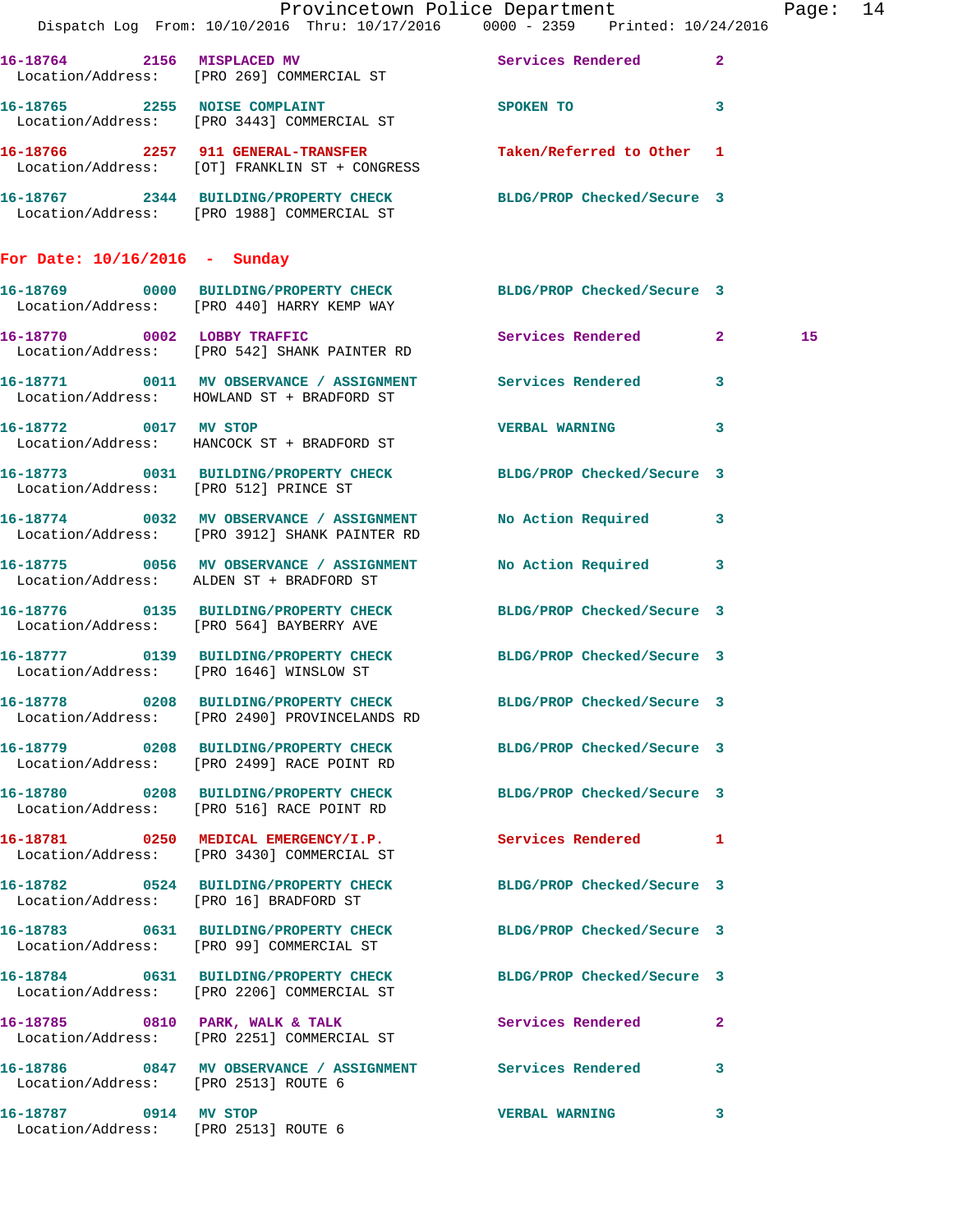16-18764 2156 MISPLACED MV Services Rendered 2
Location/Address: [PRO 269] COMMERCIAL ST

16-18765 2255 NOISE COMPLAINT SPOKEN TO 3
Location/Address: [PRO 3443] COMMERCIAL ST

16-18766 2257 911 GENERAL-TRANSFER Taken/Referred to Other 1
Location/Address: [OT] FRANKLIN ST + CONGRESS

16-18767 2344 BUILDING/PROPERTY CHECK BLDG/PROP Checked/Secure 3
Location/Address: [PRO 1988] COMMERCIAL ST

## For Date: 10/16/2016 - Sunday

16-18769 0000 BUILDING/PROPERTY CHECK BLDG/PROP Checked/Secure 3
Location/Address: [PRO 440] HARRY KEMP WAY

16-18770 0002 LOBBY TRAFFIC Services Rendered 2 15
Location/Address: [PRO 542] SHANK PAINTER RD

16-18771 0011 MV OBSERVANCE / ASSIGNMENT Services Rendered 3
Location/Address: HOWLAND ST + BRADFORD ST

16-18772 0017 MV STOP VERBAL WARNING 3
Location/Address: HANCOCK ST + BRADFORD ST

16-18773 0031 BUILDING/PROPERTY CHECK BLDG/PROP Checked/Secure 3
Location/Address: [PRO 512] PRINCE ST

16-18774 0032 MV OBSERVANCE / ASSIGNMENT No Action Required 3
Location/Address: [PRO 3912] SHANK PAINTER RD

16-18775 0056 MV OBSERVANCE / ASSIGNMENT No Action Required 3
Location/Address: ALDEN ST + BRADFORD ST

16-18776 0135 BUILDING/PROPERTY CHECK BLDG/PROP Checked/Secure 3
Location/Address: [PRO 564] BAYBERRY AVE

16-18777 0139 BUILDING/PROPERTY CHECK BLDG/PROP Checked/Secure 3
Location/Address: [PRO 1646] WINSLOW ST

16-18778 0208 BUILDING/PROPERTY CHECK BLDG/PROP Checked/Secure 3
Location/Address: [PRO 2490] PROVINCELANDS RD

16-18779 0208 BUILDING/PROPERTY CHECK BLDG/PROP Checked/Secure 3
Location/Address: [PRO 2499] RACE POINT RD

16-18780 0208 BUILDING/PROPERTY CHECK BLDG/PROP Checked/Secure 3
Location/Address: [PRO 516] RACE POINT RD

16-18781 0250 MEDICAL EMERGENCY/I.P. Services Rendered 1
Location/Address: [PRO 3430] COMMERCIAL ST

16-18782 0524 BUILDING/PROPERTY CHECK BLDG/PROP Checked/Secure 3
Location/Address: [PRO 16] BRADFORD ST

16-18783 0631 BUILDING/PROPERTY CHECK BLDG/PROP Checked/Secure 3
Location/Address: [PRO 99] COMMERCIAL ST

16-18784 0631 BUILDING/PROPERTY CHECK BLDG/PROP Checked/Secure 3
Location/Address: [PRO 2206] COMMERCIAL ST

16-18785 0810 PARK, WALK & TALK Services Rendered 2
Location/Address: [PRO 2251] COMMERCIAL ST

16-18786 0847 MV OBSERVANCE / ASSIGNMENT Services Rendered 3
Location/Address: [PRO 2513] ROUTE 6

16-18787 0914 MV STOP VERBAL WARNING 3
Location/Address: [PRO 2513] ROUTE 6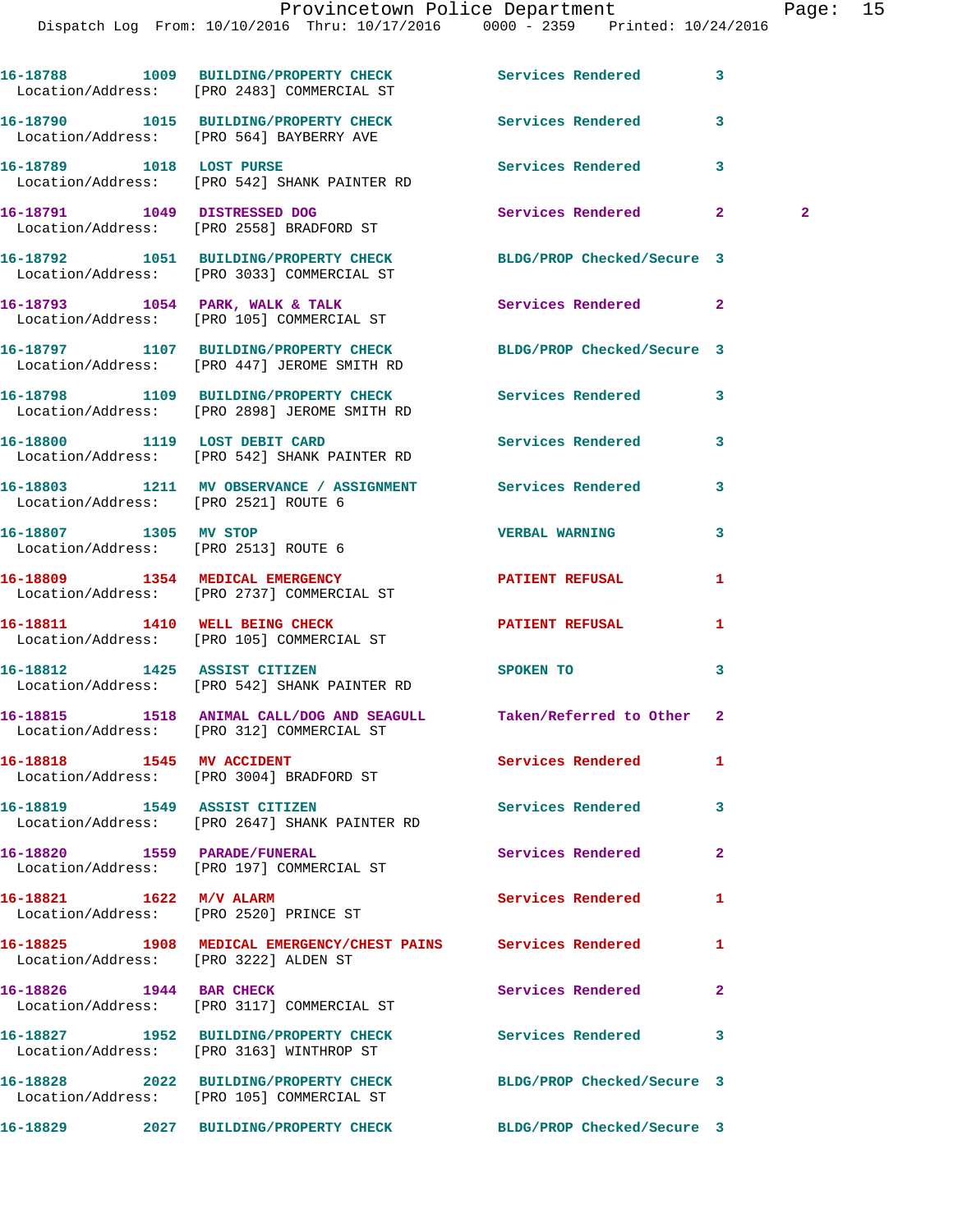16-18788 1009 BUILDING/PROPERTY CHECK Services Rendered 3
Location/Address: [PRO 2483] COMMERCIAL ST

16-18790 1015 BUILDING/PROPERTY CHECK Services Rendered 3
Location/Address: [PRO 564] BAYBERRY AVE

16-18789 1018 LOST PURSE Services Rendered 3
Location/Address: [PRO 542] SHANK PAINTER RD

16-18791 1049 DISTRESSED DOG Services Rendered 2 2
Location/Address: [PRO 2558] BRADFORD ST

16-18792 1051 BUILDING/PROPERTY CHECK BLDG/PROP Checked/Secure 3
Location/Address: [PRO 3033] COMMERCIAL ST

16-18793 1054 PARK, WALK & TALK Services Rendered 2
Location/Address: [PRO 105] COMMERCIAL ST

16-18797 1107 BUILDING/PROPERTY CHECK BLDG/PROP Checked/Secure 3
Location/Address: [PRO 447] JEROME SMITH RD

16-18798 1109 BUILDING/PROPERTY CHECK Services Rendered 3
Location/Address: [PRO 2898] JEROME SMITH RD

16-18800 1119 LOST DEBIT CARD Services Rendered 3
Location/Address: [PRO 542] SHANK PAINTER RD

16-18803 1211 MV OBSERVANCE / ASSIGNMENT Services Rendered 3
Location/Address: [PRO 2521] ROUTE 6

16-18807 1305 MV STOP VERBAL WARNING 3
Location/Address: [PRO 2513] ROUTE 6

16-18809 1354 MEDICAL EMERGENCY PATIENT REFUSAL 1
Location/Address: [PRO 2737] COMMERCIAL ST

16-18811 1410 WELL BEING CHECK PATIENT REFUSAL 1
Location/Address: [PRO 105] COMMERCIAL ST

16-18812 1425 ASSIST CITIZEN SPOKEN TO 3
Location/Address: [PRO 542] SHANK PAINTER RD

16-18815 1518 ANIMAL CALL/DOG AND SEAGULL Taken/Referred to Other 2
Location/Address: [PRO 312] COMMERCIAL ST

16-18818 1545 MV ACCIDENT Services Rendered 1
Location/Address: [PRO 3004] BRADFORD ST

16-18819 1549 ASSIST CITIZEN Services Rendered 3
Location/Address: [PRO 2647] SHANK PAINTER RD

16-18820 1559 PARADE/FUNERAL Services Rendered 2
Location/Address: [PRO 197] COMMERCIAL ST

16-18821 1622 M/V ALARM Services Rendered 1
Location/Address: [PRO 2520] PRINCE ST

16-18825 1908 MEDICAL EMERGENCY/CHEST PAINS Services Rendered 1
Location/Address: [PRO 3222] ALDEN ST

16-18826 1944 BAR CHECK Services Rendered 2
Location/Address: [PRO 3117] COMMERCIAL ST

16-18827 1952 BUILDING/PROPERTY CHECK Services Rendered 3
Location/Address: [PRO 3163] WINTHROP ST

16-18828 2022 BUILDING/PROPERTY CHECK BLDG/PROP Checked/Secure 3
Location/Address: [PRO 105] COMMERCIAL ST

16-18829 2027 BUILDING/PROPERTY CHECK BLDG/PROP Checked/Secure 3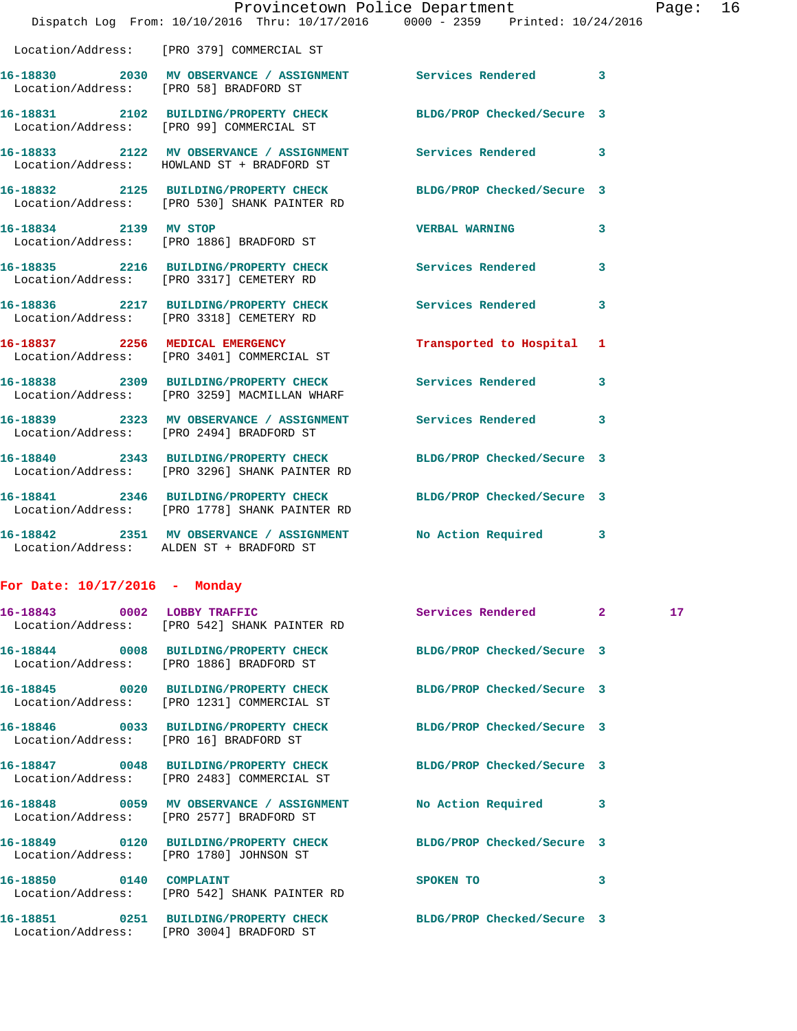Location/Address: [PRO 379] COMMERCIAL ST

16-18830 2030 MV OBSERVANCE / ASSIGNMENT Services Rendered 3
Location/Address: [PRO 58] BRADFORD ST

16-18831 2102 BUILDING/PROPERTY CHECK BLDG/PROP Checked/Secure 3
Location/Address: [PRO 99] COMMERCIAL ST

16-18833 2122 MV OBSERVANCE / ASSIGNMENT Services Rendered 3
Location/Address: HOWLAND ST + BRADFORD ST

16-18832 2125 BUILDING/PROPERTY CHECK BLDG/PROP Checked/Secure 3
Location/Address: [PRO 530] SHANK PAINTER RD

16-18834 2139 MV STOP VERBAL WARNING 3
Location/Address: [PRO 1886] BRADFORD ST

16-18835 2216 BUILDING/PROPERTY CHECK Services Rendered 3
Location/Address: [PRO 3317] CEMETERY RD

16-18836 2217 BUILDING/PROPERTY CHECK Services Rendered 3
Location/Address: [PRO 3318] CEMETERY RD

16-18837 2256 MEDICAL EMERGENCY Transported to Hospital 1
Location/Address: [PRO 3401] COMMERCIAL ST

16-18838 2309 BUILDING/PROPERTY CHECK Services Rendered 3
Location/Address: [PRO 3259] MACMILLAN WHARF

16-18839 2323 MV OBSERVANCE / ASSIGNMENT Services Rendered 3
Location/Address: [PRO 2494] BRADFORD ST

16-18840 2343 BUILDING/PROPERTY CHECK BLDG/PROP Checked/Secure 3
Location/Address: [PRO 3296] SHANK PAINTER RD

16-18841 2346 BUILDING/PROPERTY CHECK BLDG/PROP Checked/Secure 3
Location/Address: [PRO 1778] SHANK PAINTER RD

16-18842 2351 MV OBSERVANCE / ASSIGNMENT No Action Required 3
Location/Address: ALDEN ST + BRADFORD ST

**For Date: 10/17/2016 - Monday**

16-18843 0002 LOBBY TRAFFIC Services Rendered 2 17
Location/Address: [PRO 542] SHANK PAINTER RD

16-18844 0008 BUILDING/PROPERTY CHECK BLDG/PROP Checked/Secure 3
Location/Address: [PRO 1886] BRADFORD ST

16-18845 0020 BUILDING/PROPERTY CHECK BLDG/PROP Checked/Secure 3
Location/Address: [PRO 1231] COMMERCIAL ST

16-18846 0033 BUILDING/PROPERTY CHECK BLDG/PROP Checked/Secure 3
Location/Address: [PRO 16] BRADFORD ST

16-18847 0048 BUILDING/PROPERTY CHECK BLDG/PROP Checked/Secure 3
Location/Address: [PRO 2483] COMMERCIAL ST

16-18848 0059 MV OBSERVANCE / ASSIGNMENT No Action Required 3
Location/Address: [PRO 2577] BRADFORD ST

16-18849 0120 BUILDING/PROPERTY CHECK BLDG/PROP Checked/Secure 3
Location/Address: [PRO 1780] JOHNSON ST

16-18850 0140 COMPLAINT SPOKEN TO 3
Location/Address: [PRO 542] SHANK PAINTER RD

16-18851 0251 BUILDING/PROPERTY CHECK BLDG/PROP Checked/Secure 3
Location/Address: [PRO 3004] BRADFORD ST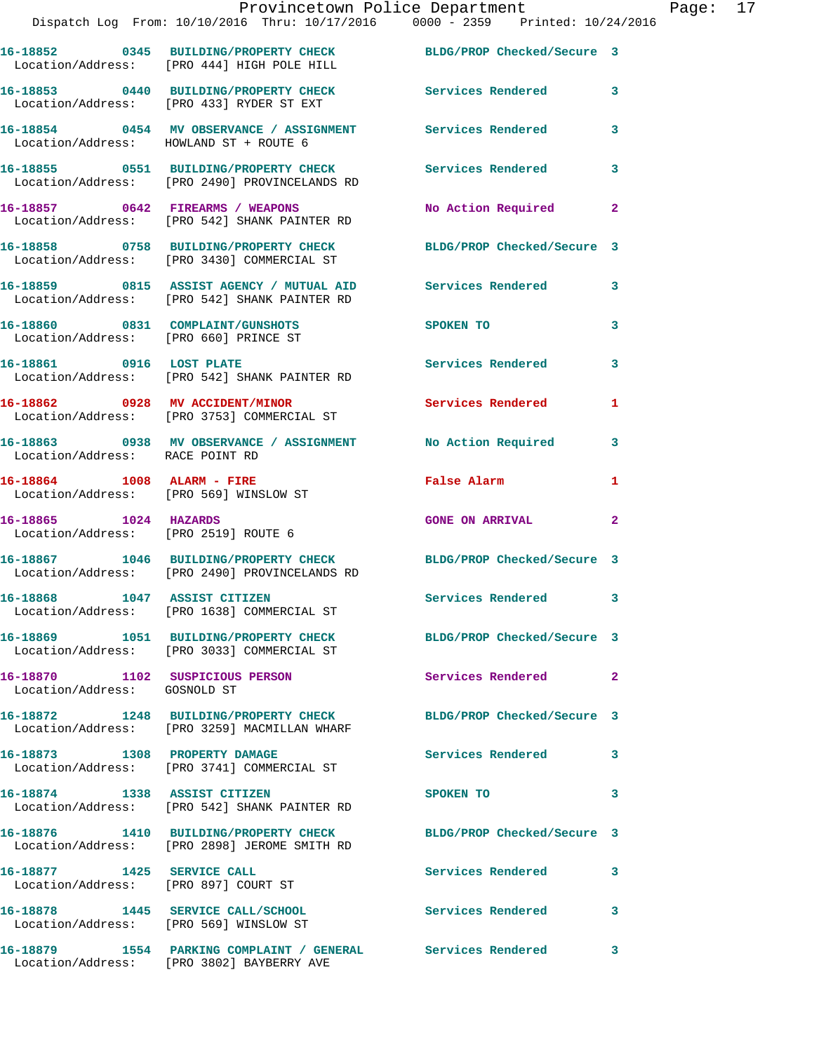16-18852 0345 BUILDING/PROPERTY CHECK BLDG/PROP Checked/Secure 3
Location/Address: [PRO 444] HIGH POLE HILL

16-18853 0440 BUILDING/PROPERTY CHECK Services Rendered 3
Location/Address: [PRO 433] RYDER ST EXT

16-18854 0454 MV OBSERVANCE / ASSIGNMENT Services Rendered 3
Location/Address: HOWLAND ST + ROUTE 6

16-18855 0551 BUILDING/PROPERTY CHECK Services Rendered 3
Location/Address: [PRO 2490] PROVINCELANDS RD

16-18857 0642 FIREARMS / WEAPONS No Action Required 2
Location/Address: [PRO 542] SHANK PAINTER RD

16-18858 0758 BUILDING/PROPERTY CHECK BLDG/PROP Checked/Secure 3
Location/Address: [PRO 3430] COMMERCIAL ST

16-18859 0815 ASSIST AGENCY / MUTUAL AID Services Rendered 3
Location/Address: [PRO 542] SHANK PAINTER RD

16-18860 0831 COMPLAINT/GUNSHOTS SPOKEN TO 3
Location/Address: [PRO 660] PRINCE ST

16-18861 0916 LOST PLATE Services Rendered 3
Location/Address: [PRO 542] SHANK PAINTER RD

16-18862 0928 MV ACCIDENT/MINOR Services Rendered 1
Location/Address: [PRO 3753] COMMERCIAL ST

16-18863 0938 MV OBSERVANCE / ASSIGNMENT No Action Required 3
Location/Address: RACE POINT RD

16-18864 1008 ALARM - FIRE False Alarm 1
Location/Address: [PRO 569] WINSLOW ST

16-18865 1024 HAZARDS GONE ON ARRIVAL 2
Location/Address: [PRO 2519] ROUTE 6

16-18867 1046 BUILDING/PROPERTY CHECK BLDG/PROP Checked/Secure 3
Location/Address: [PRO 2490] PROVINCELANDS RD

16-18868 1047 ASSIST CITIZEN Services Rendered 3
Location/Address: [PRO 1638] COMMERCIAL ST

16-18869 1051 BUILDING/PROPERTY CHECK BLDG/PROP Checked/Secure 3
Location/Address: [PRO 3033] COMMERCIAL ST

16-18870 1102 SUSPICIOUS PERSON Services Rendered 2
Location/Address: GOSNOLD ST

16-18872 1248 BUILDING/PROPERTY CHECK BLDG/PROP Checked/Secure 3
Location/Address: [PRO 3259] MACMILLAN WHARF

16-18873 1308 PROPERTY DAMAGE Services Rendered 3
Location/Address: [PRO 3741] COMMERCIAL ST

16-18874 1338 ASSIST CITIZEN SPOKEN TO 3
Location/Address: [PRO 542] SHANK PAINTER RD

16-18876 1410 BUILDING/PROPERTY CHECK BLDG/PROP Checked/Secure 3
Location/Address: [PRO 2898] JEROME SMITH RD

16-18877 1425 SERVICE CALL Services Rendered 3
Location/Address: [PRO 897] COURT ST

16-18878 1445 SERVICE CALL/SCHOOL Services Rendered 3
Location/Address: [PRO 569] WINSLOW ST

16-18879 1554 PARKING COMPLAINT / GENERAL Services Rendered 3
Location/Address: [PRO 3802] BAYBERRY AVE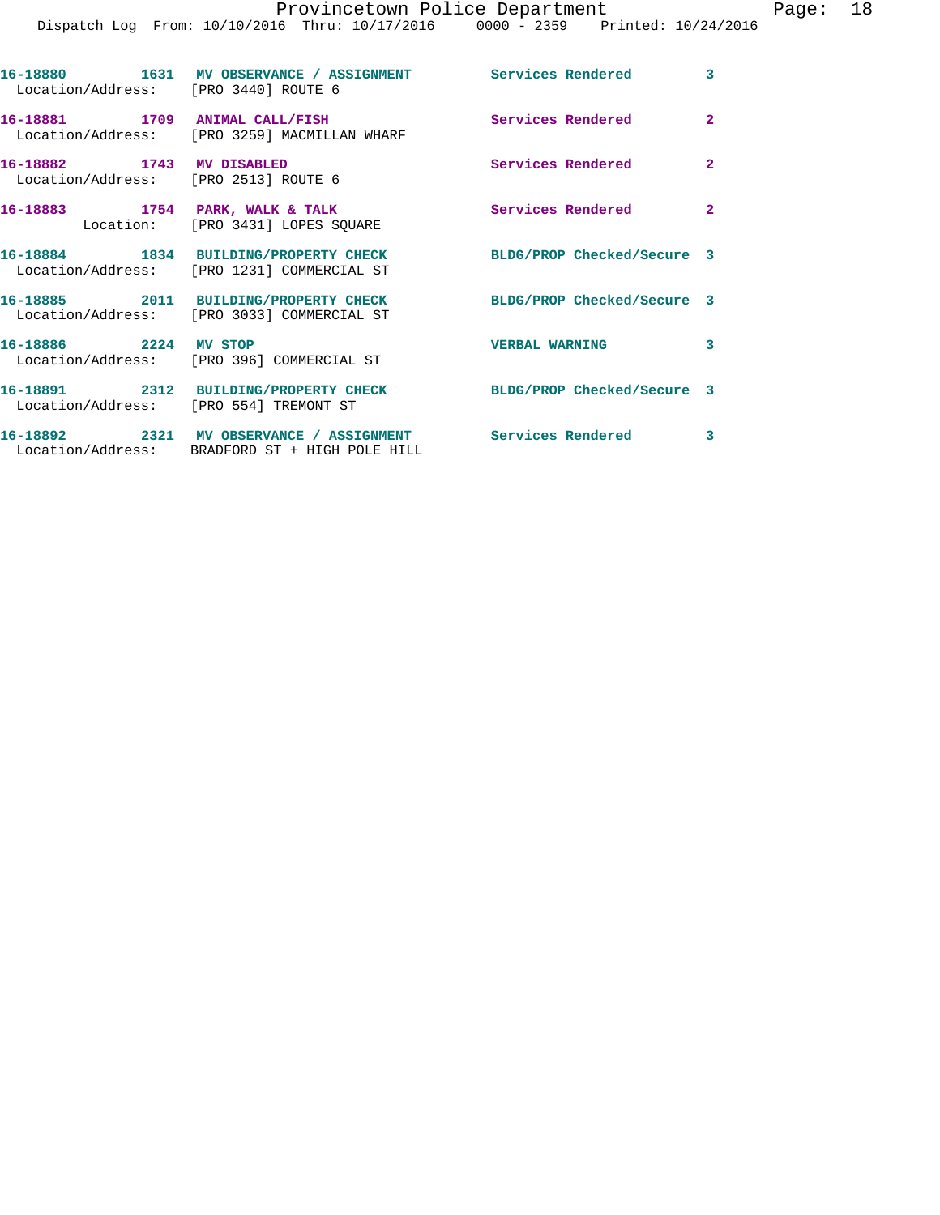16-18880 1631 MV OBSERVANCE / ASSIGNMENT Services Rendered 3
Location/Address: [PRO 3440] ROUTE 6

16-18881 1709 ANIMAL CALL/FISH Services Rendered 2
Location/Address: [PRO 3259] MACMILLAN WHARF

16-18882 1743 MV DISABLED Services Rendered 2
Location/Address: [PRO 2513] ROUTE 6

16-18883 1754 PARK, WALK & TALK Services Rendered 2
Location: [PRO 3431] LOPES SQUARE

16-18884 1834 BUILDING/PROPERTY CHECK BLDG/PROP Checked/Secure 3
Location/Address: [PRO 1231] COMMERCIAL ST

16-18885 2011 BUILDING/PROPERTY CHECK BLDG/PROP Checked/Secure 3
Location/Address: [PRO 3033] COMMERCIAL ST

16-18886 2224 MV STOP VERBAL WARNING 3
Location/Address: [PRO 396] COMMERCIAL ST

16-18891 2312 BUILDING/PROPERTY CHECK BLDG/PROP Checked/Secure 3
Location/Address: [PRO 554] TREMONT ST

16-18892 2321 MV OBSERVANCE / ASSIGNMENT Services Rendered 3
Location/Address: BRADFORD ST + HIGH POLE HILL